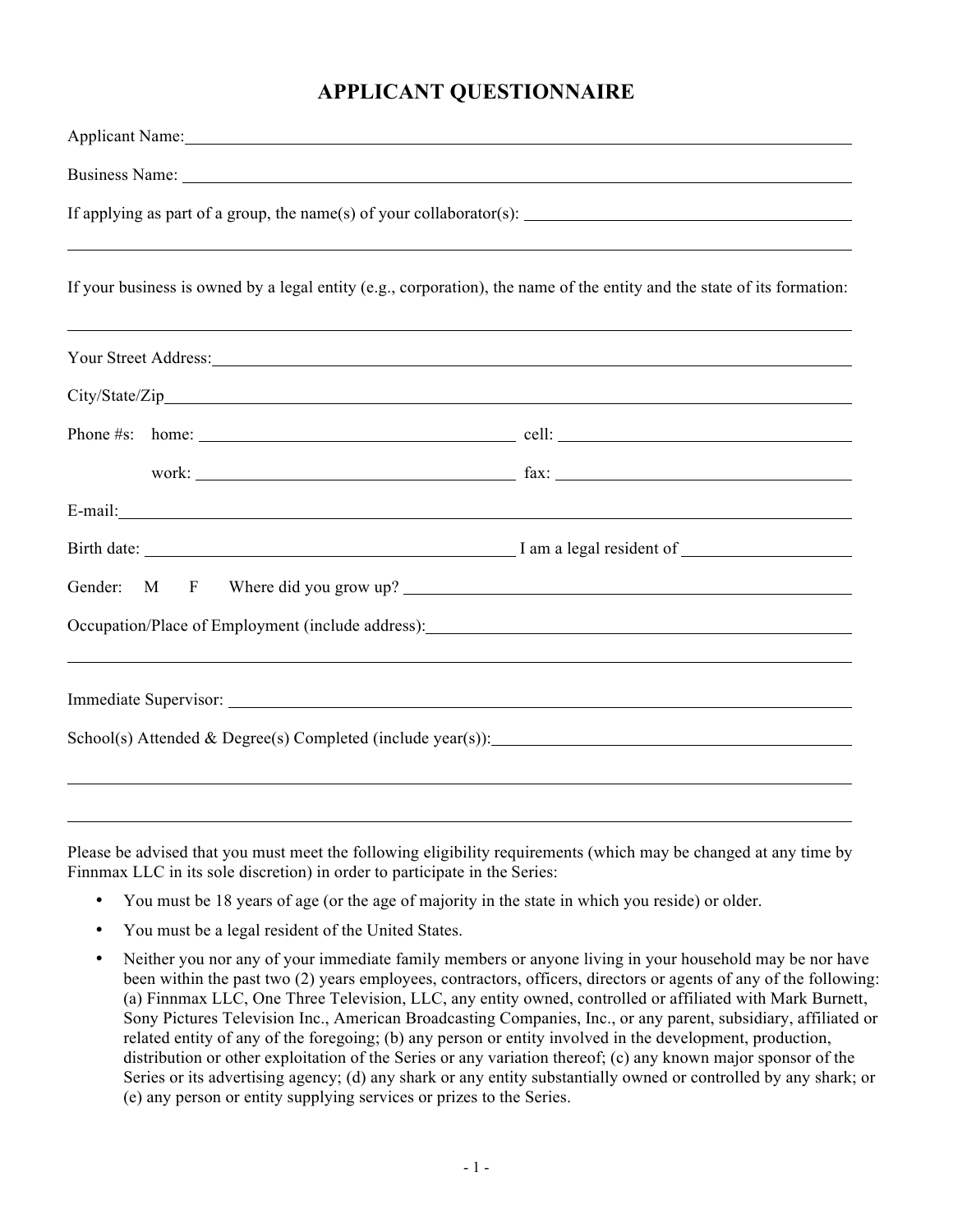# APPLICANT QUESTIONNAIRE

Applicant Name: ______________________________________________

Business Name: ______________________________________________

If applying as part of a group, the name(s) of your collaborator(s): ______________________________________________

______________________________________________

If your business is owned by a legal entity (e.g., corporation), the name of the entity and the state of its formation:

______________________________________________

Your Street Address: ______________________________________________

City/State/Zip ______________________________________________

Phone #s: home: ______________________ cell: ______________________

work: ______________________ fax: ______________________

E-mail: ______________________________________________

Birth date: ______________________ I am a legal resident of ______________________

Gender: M F Where did you grow up? ______________________________________________

Occupation/Place of Employment (include address): ______________________________________________

______________________________________________

Immediate Supervisor: ______________________________________________

School(s) Attended & Degree(s) Completed (include year(s)): ______________________________________________

______________________________________________

______________________________________________

Please be advised that you must meet the following eligibility requirements (which may be changed at any time by Finnmax LLC in its sole discretion) in order to participate in the Series:

- You must be 18 years of age (or the age of majority in the state in which you reside) or older.
- You must be a legal resident of the United States.
- Neither you nor any of your immediate family members or anyone living in your household may be nor have been within the past two (2) years employees, contractors, officers, directors or agents of any of the following: (a) Finnmax LLC, One Three Television, LLC, any entity owned, controlled or affiliated with Mark Burnett, Sony Pictures Television Inc., American Broadcasting Companies, Inc., or any parent, subsidiary, affiliated or related entity of any of the foregoing; (b) any person or entity involved in the development, production, distribution or other exploitation of the Series or any variation thereof; (c) any known major sponsor of the Series or its advertising agency; (d) any shark or any entity substantially owned or controlled by any shark; or (e) any person or entity supplying services or prizes to the Series.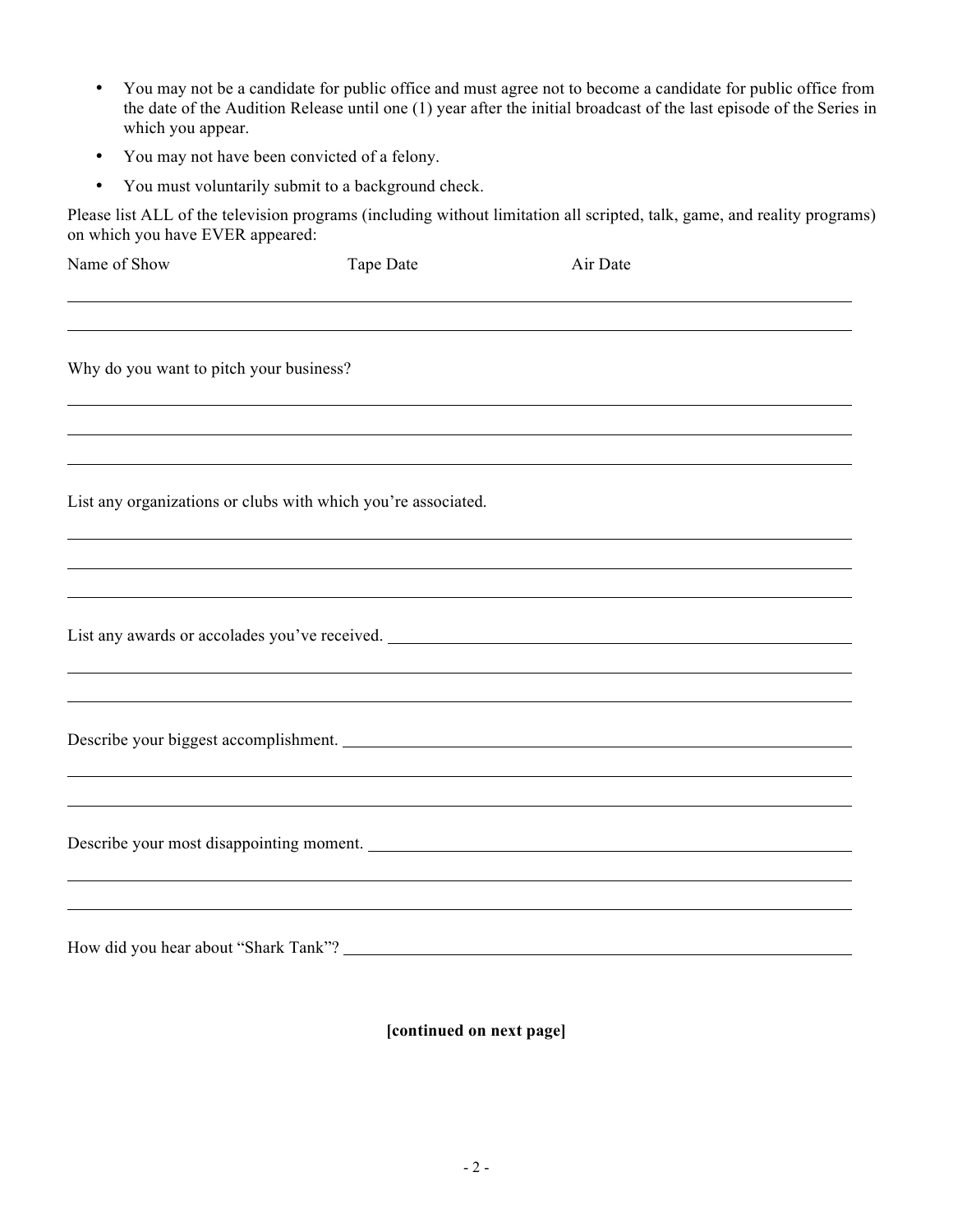- You may not be a candidate for public office and must agree not to become a candidate for public office from the date of the Audition Release until one (1) year after the initial broadcast of the last episode of the Series in which you appear.
- You may not have been convicted of a felony.
- You must voluntarily submit to a background check.

Please list ALL of the television programs (including without limitation all scripted, talk, game, and reality programs) on which you have EVER appeared:

| Name of Show | Tape Date | Air Date |
| --- | --- | --- |
| | | |
| | | |

Why do you want to pitch your business?

___________________________________________

___________________________________________

___________________________________________

List any organizations or clubs with which you're associated.

___________________________________________

___________________________________________

___________________________________________

List any awards or accolades you've received. ___________________________________________

___________________________________________

___________________________________________

Describe your biggest accomplishment. ___________________________________________

___________________________________________

___________________________________________

Describe your most disappointing moment. ___________________________________________

___________________________________________

___________________________________________

How did you hear about "Shark Tank"? ___________________________________________

**[continued on next page]**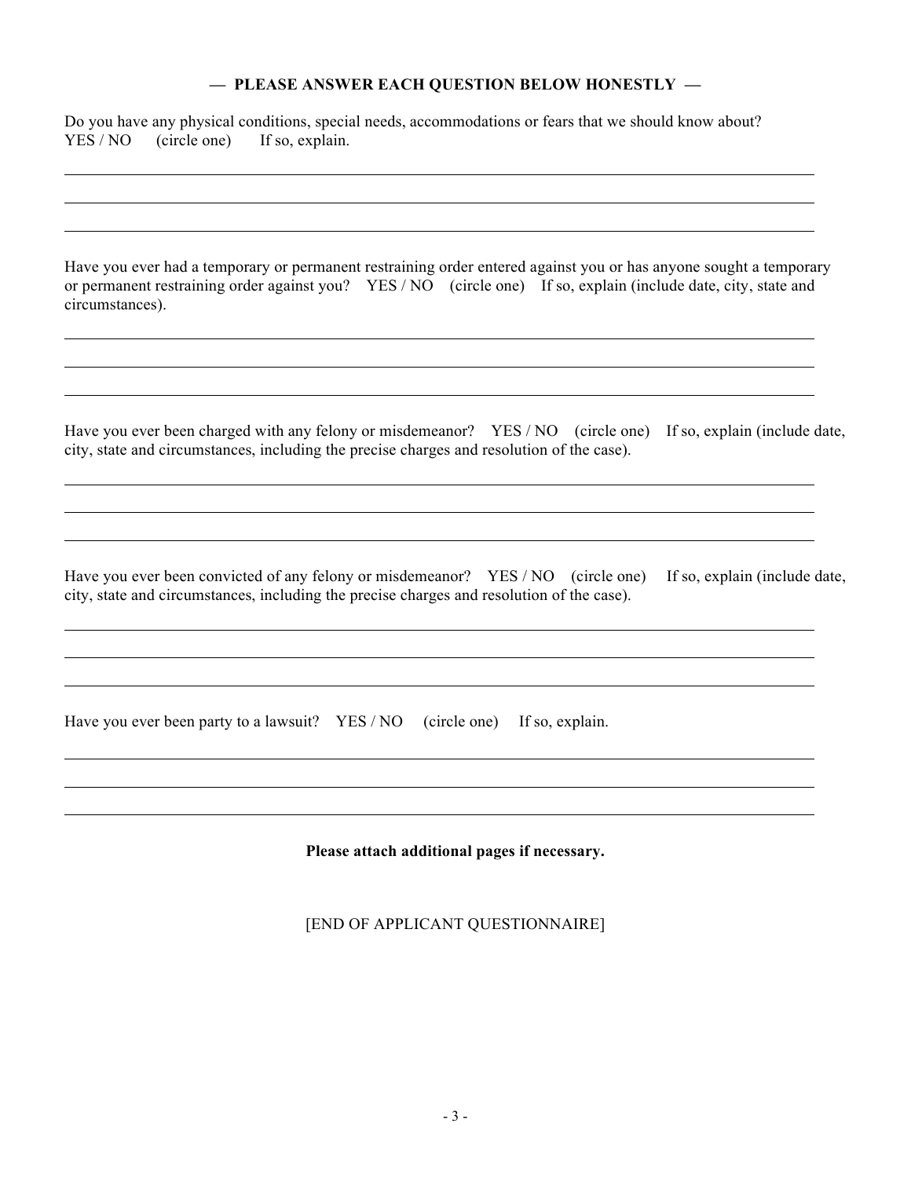**— PLEASE ANSWER EACH QUESTION BELOW HONESTLY —**

Do you have any physical conditions, special needs, accommodations or fears that we should know about? YES / NO (circle one) If so, explain.

\_\_\_\_\_\_\_\_\_\_\_\_\_\_\_\_\_\_\_\_\_\_\_\_\_\_\_\_\_\_\_\_\_\_\_\_\_\_\_\_\_\_\_\_\_\_\_\_\_\_\_\_\_\_\_\_\_\_\_\_\_\_\_\_\_\_\_\_\_\_\_\_\_\_\_\_\_\_

\_\_\_\_\_\_\_\_\_\_\_\_\_\_\_\_\_\_\_\_\_\_\_\_\_\_\_\_\_\_\_\_\_\_\_\_\_\_\_\_\_\_\_\_\_\_\_\_\_\_\_\_\_\_\_\_\_\_\_\_\_\_\_\_\_\_\_\_\_\_\_\_\_\_\_\_\_\_

\_\_\_\_\_\_\_\_\_\_\_\_\_\_\_\_\_\_\_\_\_\_\_\_\_\_\_\_\_\_\_\_\_\_\_\_\_\_\_\_\_\_\_\_\_\_\_\_\_\_\_\_\_\_\_\_\_\_\_\_\_\_\_\_\_\_\_\_\_\_\_\_\_\_\_\_\_\_

Have you ever had a temporary or permanent restraining order entered against you or has anyone sought a temporary or permanent restraining order against you? YES / NO (circle one) If so, explain (include date, city, state and circumstances).

\_\_\_\_\_\_\_\_\_\_\_\_\_\_\_\_\_\_\_\_\_\_\_\_\_\_\_\_\_\_\_\_\_\_\_\_\_\_\_\_\_\_\_\_\_\_\_\_\_\_\_\_\_\_\_\_\_\_\_\_\_\_\_\_\_\_\_\_\_\_\_\_\_\_\_\_\_\_

\_\_\_\_\_\_\_\_\_\_\_\_\_\_\_\_\_\_\_\_\_\_\_\_\_\_\_\_\_\_\_\_\_\_\_\_\_\_\_\_\_\_\_\_\_\_\_\_\_\_\_\_\_\_\_\_\_\_\_\_\_\_\_\_\_\_\_\_\_\_\_\_\_\_\_\_\_\_

\_\_\_\_\_\_\_\_\_\_\_\_\_\_\_\_\_\_\_\_\_\_\_\_\_\_\_\_\_\_\_\_\_\_\_\_\_\_\_\_\_\_\_\_\_\_\_\_\_\_\_\_\_\_\_\_\_\_\_\_\_\_\_\_\_\_\_\_\_\_\_\_\_\_\_\_\_\_

Have you ever been charged with any felony or misdemeanor? YES / NO (circle one) If so, explain (include date, city, state and circumstances, including the precise charges and resolution of the case).

\_\_\_\_\_\_\_\_\_\_\_\_\_\_\_\_\_\_\_\_\_\_\_\_\_\_\_\_\_\_\_\_\_\_\_\_\_\_\_\_\_\_\_\_\_\_\_\_\_\_\_\_\_\_\_\_\_\_\_\_\_\_\_\_\_\_\_\_\_\_\_\_\_\_\_\_\_\_

\_\_\_\_\_\_\_\_\_\_\_\_\_\_\_\_\_\_\_\_\_\_\_\_\_\_\_\_\_\_\_\_\_\_\_\_\_\_\_\_\_\_\_\_\_\_\_\_\_\_\_\_\_\_\_\_\_\_\_\_\_\_\_\_\_\_\_\_\_\_\_\_\_\_\_\_\_\_

\_\_\_\_\_\_\_\_\_\_\_\_\_\_\_\_\_\_\_\_\_\_\_\_\_\_\_\_\_\_\_\_\_\_\_\_\_\_\_\_\_\_\_\_\_\_\_\_\_\_\_\_\_\_\_\_\_\_\_\_\_\_\_\_\_\_\_\_\_\_\_\_\_\_\_\_\_\_

Have you ever been convicted of any felony or misdemeanor? YES / NO (circle one) If so, explain (include date, city, state and circumstances, including the precise charges and resolution of the case).

\_\_\_\_\_\_\_\_\_\_\_\_\_\_\_\_\_\_\_\_\_\_\_\_\_\_\_\_\_\_\_\_\_\_\_\_\_\_\_\_\_\_\_\_\_\_\_\_\_\_\_\_\_\_\_\_\_\_\_\_\_\_\_\_\_\_\_\_\_\_\_\_\_\_\_\_\_\_

\_\_\_\_\_\_\_\_\_\_\_\_\_\_\_\_\_\_\_\_\_\_\_\_\_\_\_\_\_\_\_\_\_\_\_\_\_\_\_\_\_\_\_\_\_\_\_\_\_\_\_\_\_\_\_\_\_\_\_\_\_\_\_\_\_\_\_\_\_\_\_\_\_\_\_\_\_\_

\_\_\_\_\_\_\_\_\_\_\_\_\_\_\_\_\_\_\_\_\_\_\_\_\_\_\_\_\_\_\_\_\_\_\_\_\_\_\_\_\_\_\_\_\_\_\_\_\_\_\_\_\_\_\_\_\_\_\_\_\_\_\_\_\_\_\_\_\_\_\_\_\_\_\_\_\_\_

Have you ever been party to a lawsuit? YES / NO (circle one) If so, explain.

\_\_\_\_\_\_\_\_\_\_\_\_\_\_\_\_\_\_\_\_\_\_\_\_\_\_\_\_\_\_\_\_\_\_\_\_\_\_\_\_\_\_\_\_\_\_\_\_\_\_\_\_\_\_\_\_\_\_\_\_\_\_\_\_\_\_\_\_\_\_\_\_\_\_\_\_\_\_

\_\_\_\_\_\_\_\_\_\_\_\_\_\_\_\_\_\_\_\_\_\_\_\_\_\_\_\_\_\_\_\_\_\_\_\_\_\_\_\_\_\_\_\_\_\_\_\_\_\_\_\_\_\_\_\_\_\_\_\_\_\_\_\_\_\_\_\_\_\_\_\_\_\_\_\_\_\_

\_\_\_\_\_\_\_\_\_\_\_\_\_\_\_\_\_\_\_\_\_\_\_\_\_\_\_\_\_\_\_\_\_\_\_\_\_\_\_\_\_\_\_\_\_\_\_\_\_\_\_\_\_\_\_\_\_\_\_\_\_\_\_\_\_\_\_\_\_\_\_\_\_\_\_\_\_\_

**Please attach additional pages if necessary.**

[END OF APPLICANT QUESTIONNAIRE]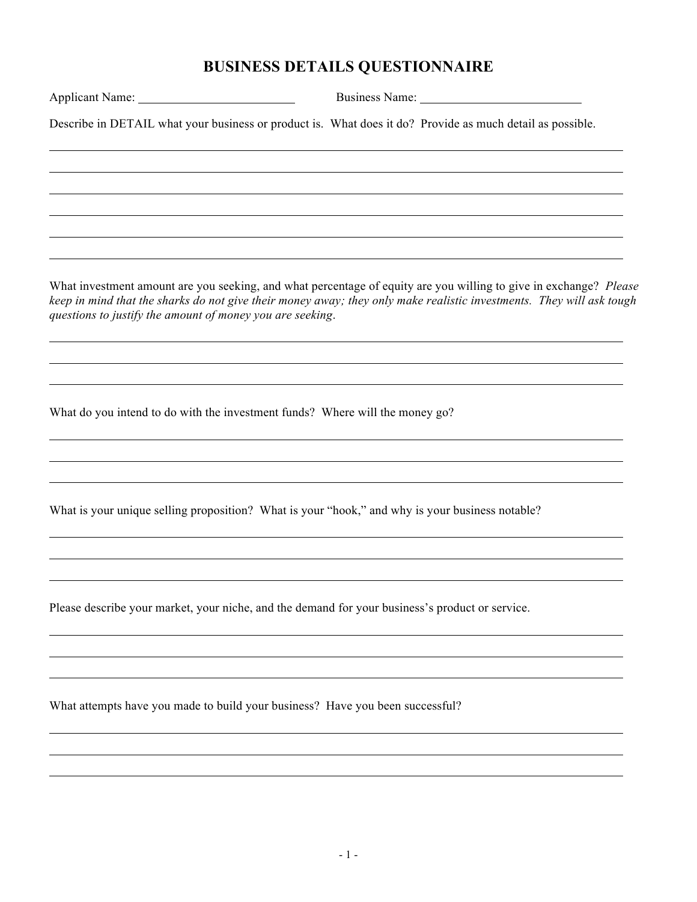# BUSINESS DETAILS QUESTIONNAIRE

Applicant Name: ______________________ Business Name: ______________________

Describe in DETAIL what your business or product is. What does it do? Provide as much detail as possible.

What investment amount are you seeking, and what percentage of equity are you willing to give in exchange? *Please keep in mind that the sharks do not give their money away; they only make realistic investments. They will ask tough questions to justify the amount of money you are seeking*.

What do you intend to do with the investment funds? Where will the money go?

What is your unique selling proposition? What is your "hook," and why is your business notable?

Please describe your market, your niche, and the demand for your business's product or service.

What attempts have you made to build your business? Have you been successful?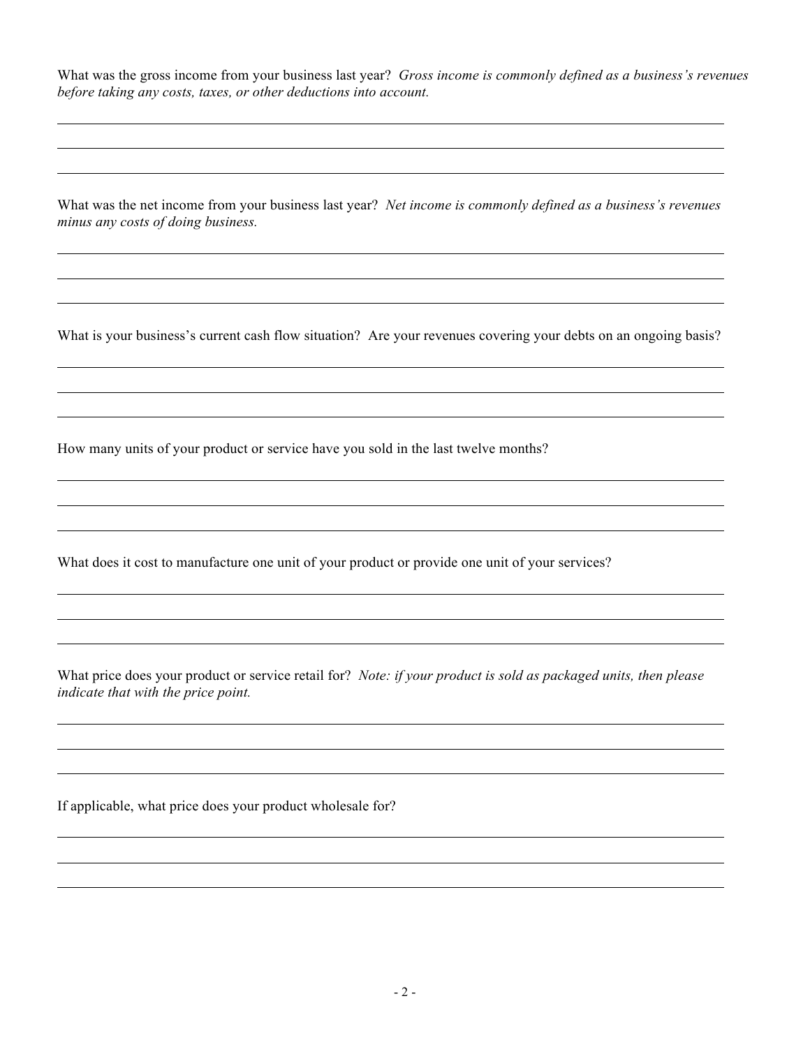What was the gross income from your business last year? *Gross income is commonly defined as a business's revenues before taking any costs, taxes, or other deductions into account.*

\_\_\_\_\_\_\_\_\_\_\_\_\_\_\_\_\_\_\_\_\_\_\_\_\_\_\_\_\_\_\_\_\_\_\_\_\_\_\_\_\_\_\_\_\_\_\_\_\_\_\_\_\_\_\_\_\_\_\_\_\_\_\_\_\_\_\_\_\_\_\_\_\_\_\_\_\_\_

\_\_\_\_\_\_\_\_\_\_\_\_\_\_\_\_\_\_\_\_\_\_\_\_\_\_\_\_\_\_\_\_\_\_\_\_\_\_\_\_\_\_\_\_\_\_\_\_\_\_\_\_\_\_\_\_\_\_\_\_\_\_\_\_\_\_\_\_\_\_\_\_\_\_\_\_\_\_

\_\_\_\_\_\_\_\_\_\_\_\_\_\_\_\_\_\_\_\_\_\_\_\_\_\_\_\_\_\_\_\_\_\_\_\_\_\_\_\_\_\_\_\_\_\_\_\_\_\_\_\_\_\_\_\_\_\_\_\_\_\_\_\_\_\_\_\_\_\_\_\_\_\_\_\_\_\_

What was the net income from your business last year? *Net income is commonly defined as a business's revenues minus any costs of doing business.*

\_\_\_\_\_\_\_\_\_\_\_\_\_\_\_\_\_\_\_\_\_\_\_\_\_\_\_\_\_\_\_\_\_\_\_\_\_\_\_\_\_\_\_\_\_\_\_\_\_\_\_\_\_\_\_\_\_\_\_\_\_\_\_\_\_\_\_\_\_\_\_\_\_\_\_\_\_\_

\_\_\_\_\_\_\_\_\_\_\_\_\_\_\_\_\_\_\_\_\_\_\_\_\_\_\_\_\_\_\_\_\_\_\_\_\_\_\_\_\_\_\_\_\_\_\_\_\_\_\_\_\_\_\_\_\_\_\_\_\_\_\_\_\_\_\_\_\_\_\_\_\_\_\_\_\_\_

\_\_\_\_\_\_\_\_\_\_\_\_\_\_\_\_\_\_\_\_\_\_\_\_\_\_\_\_\_\_\_\_\_\_\_\_\_\_\_\_\_\_\_\_\_\_\_\_\_\_\_\_\_\_\_\_\_\_\_\_\_\_\_\_\_\_\_\_\_\_\_\_\_\_\_\_\_\_

What is your business's current cash flow situation? Are your revenues covering your debts on an ongoing basis?

\_\_\_\_\_\_\_\_\_\_\_\_\_\_\_\_\_\_\_\_\_\_\_\_\_\_\_\_\_\_\_\_\_\_\_\_\_\_\_\_\_\_\_\_\_\_\_\_\_\_\_\_\_\_\_\_\_\_\_\_\_\_\_\_\_\_\_\_\_\_\_\_\_\_\_\_\_\_

\_\_\_\_\_\_\_\_\_\_\_\_\_\_\_\_\_\_\_\_\_\_\_\_\_\_\_\_\_\_\_\_\_\_\_\_\_\_\_\_\_\_\_\_\_\_\_\_\_\_\_\_\_\_\_\_\_\_\_\_\_\_\_\_\_\_\_\_\_\_\_\_\_\_\_\_\_\_

\_\_\_\_\_\_\_\_\_\_\_\_\_\_\_\_\_\_\_\_\_\_\_\_\_\_\_\_\_\_\_\_\_\_\_\_\_\_\_\_\_\_\_\_\_\_\_\_\_\_\_\_\_\_\_\_\_\_\_\_\_\_\_\_\_\_\_\_\_\_\_\_\_\_\_\_\_\_

How many units of your product or service have you sold in the last twelve months?

\_\_\_\_\_\_\_\_\_\_\_\_\_\_\_\_\_\_\_\_\_\_\_\_\_\_\_\_\_\_\_\_\_\_\_\_\_\_\_\_\_\_\_\_\_\_\_\_\_\_\_\_\_\_\_\_\_\_\_\_\_\_\_\_\_\_\_\_\_\_\_\_\_\_\_\_\_\_

\_\_\_\_\_\_\_\_\_\_\_\_\_\_\_\_\_\_\_\_\_\_\_\_\_\_\_\_\_\_\_\_\_\_\_\_\_\_\_\_\_\_\_\_\_\_\_\_\_\_\_\_\_\_\_\_\_\_\_\_\_\_\_\_\_\_\_\_\_\_\_\_\_\_\_\_\_\_

\_\_\_\_\_\_\_\_\_\_\_\_\_\_\_\_\_\_\_\_\_\_\_\_\_\_\_\_\_\_\_\_\_\_\_\_\_\_\_\_\_\_\_\_\_\_\_\_\_\_\_\_\_\_\_\_\_\_\_\_\_\_\_\_\_\_\_\_\_\_\_\_\_\_\_\_\_\_

What does it cost to manufacture one unit of your product or provide one unit of your services?

\_\_\_\_\_\_\_\_\_\_\_\_\_\_\_\_\_\_\_\_\_\_\_\_\_\_\_\_\_\_\_\_\_\_\_\_\_\_\_\_\_\_\_\_\_\_\_\_\_\_\_\_\_\_\_\_\_\_\_\_\_\_\_\_\_\_\_\_\_\_\_\_\_\_\_\_\_\_

\_\_\_\_\_\_\_\_\_\_\_\_\_\_\_\_\_\_\_\_\_\_\_\_\_\_\_\_\_\_\_\_\_\_\_\_\_\_\_\_\_\_\_\_\_\_\_\_\_\_\_\_\_\_\_\_\_\_\_\_\_\_\_\_\_\_\_\_\_\_\_\_\_\_\_\_\_\_

\_\_\_\_\_\_\_\_\_\_\_\_\_\_\_\_\_\_\_\_\_\_\_\_\_\_\_\_\_\_\_\_\_\_\_\_\_\_\_\_\_\_\_\_\_\_\_\_\_\_\_\_\_\_\_\_\_\_\_\_\_\_\_\_\_\_\_\_\_\_\_\_\_\_\_\_\_\_

What price does your product or service retail for? *Note: if your product is sold as packaged units, then please indicate that with the price point.*

\_\_\_\_\_\_\_\_\_\_\_\_\_\_\_\_\_\_\_\_\_\_\_\_\_\_\_\_\_\_\_\_\_\_\_\_\_\_\_\_\_\_\_\_\_\_\_\_\_\_\_\_\_\_\_\_\_\_\_\_\_\_\_\_\_\_\_\_\_\_\_\_\_\_\_\_\_\_

\_\_\_\_\_\_\_\_\_\_\_\_\_\_\_\_\_\_\_\_\_\_\_\_\_\_\_\_\_\_\_\_\_\_\_\_\_\_\_\_\_\_\_\_\_\_\_\_\_\_\_\_\_\_\_\_\_\_\_\_\_\_\_\_\_\_\_\_\_\_\_\_\_\_\_\_\_\_

\_\_\_\_\_\_\_\_\_\_\_\_\_\_\_\_\_\_\_\_\_\_\_\_\_\_\_\_\_\_\_\_\_\_\_\_\_\_\_\_\_\_\_\_\_\_\_\_\_\_\_\_\_\_\_\_\_\_\_\_\_\_\_\_\_\_\_\_\_\_\_\_\_\_\_\_\_\_

If applicable, what price does your product wholesale for?

\_\_\_\_\_\_\_\_\_\_\_\_\_\_\_\_\_\_\_\_\_\_\_\_\_\_\_\_\_\_\_\_\_\_\_\_\_\_\_\_\_\_\_\_\_\_\_\_\_\_\_\_\_\_\_\_\_\_\_\_\_\_\_\_\_\_\_\_\_\_\_\_\_\_\_\_\_\_

\_\_\_\_\_\_\_\_\_\_\_\_\_\_\_\_\_\_\_\_\_\_\_\_\_\_\_\_\_\_\_\_\_\_\_\_\_\_\_\_\_\_\_\_\_\_\_\_\_\_\_\_\_\_\_\_\_\_\_\_\_\_\_\_\_\_\_\_\_\_\_\_\_\_\_\_\_\_

\_\_\_\_\_\_\_\_\_\_\_\_\_\_\_\_\_\_\_\_\_\_\_\_\_\_\_\_\_\_\_\_\_\_\_\_\_\_\_\_\_\_\_\_\_\_\_\_\_\_\_\_\_\_\_\_\_\_\_\_\_\_\_\_\_\_\_\_\_\_\_\_\_\_\_\_\_\_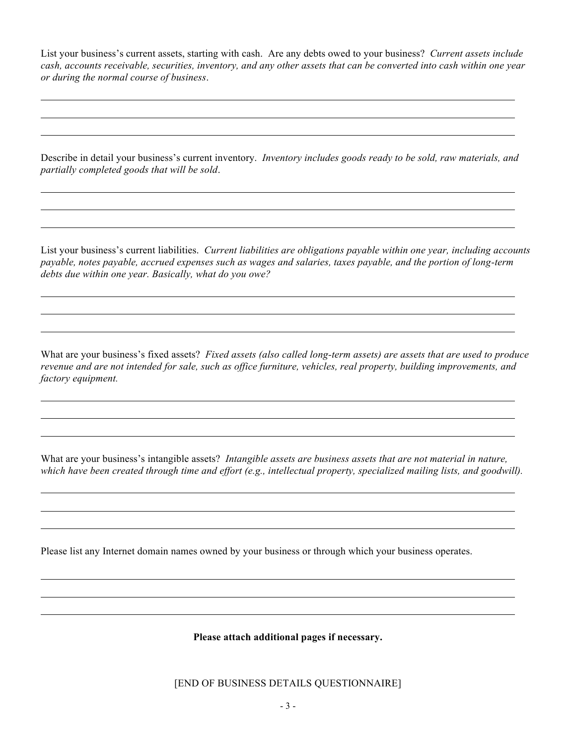List your business's current assets, starting with cash. Are any debts owed to your business? *Current assets include cash, accounts receivable, securities, inventory, and any other assets that can be converted into cash within one year or during the normal course of business*.

______________________________________________________________________________

______________________________________________________________________________

______________________________________________________________________________

Describe in detail your business's current inventory. *Inventory includes goods ready to be sold, raw materials, and partially completed goods that will be sold*.

______________________________________________________________________________

______________________________________________________________________________

______________________________________________________________________________

List your business's current liabilities. *Current liabilities are obligations payable within one year, including accounts payable, notes payable, accrued expenses such as wages and salaries, taxes payable, and the portion of long-term debts due within one year. Basically, what do you owe?*

______________________________________________________________________________

______________________________________________________________________________

______________________________________________________________________________

What are your business's fixed assets? *Fixed assets (also called long-term assets) are assets that are used to produce revenue and are not intended for sale, such as office furniture, vehicles, real property, building improvements, and factory equipment.*

______________________________________________________________________________

______________________________________________________________________________

______________________________________________________________________________

What are your business's intangible assets? *Intangible assets are business assets that are not material in nature, which have been created through time and effort (e.g., intellectual property, specialized mailing lists, and goodwill).*

______________________________________________________________________________

______________________________________________________________________________

______________________________________________________________________________

Please list any Internet domain names owned by your business or through which your business operates.

______________________________________________________________________________

______________________________________________________________________________

______________________________________________________________________________

**Please attach additional pages if necessary.**

[END OF BUSINESS DETAILS QUESTIONNAIRE]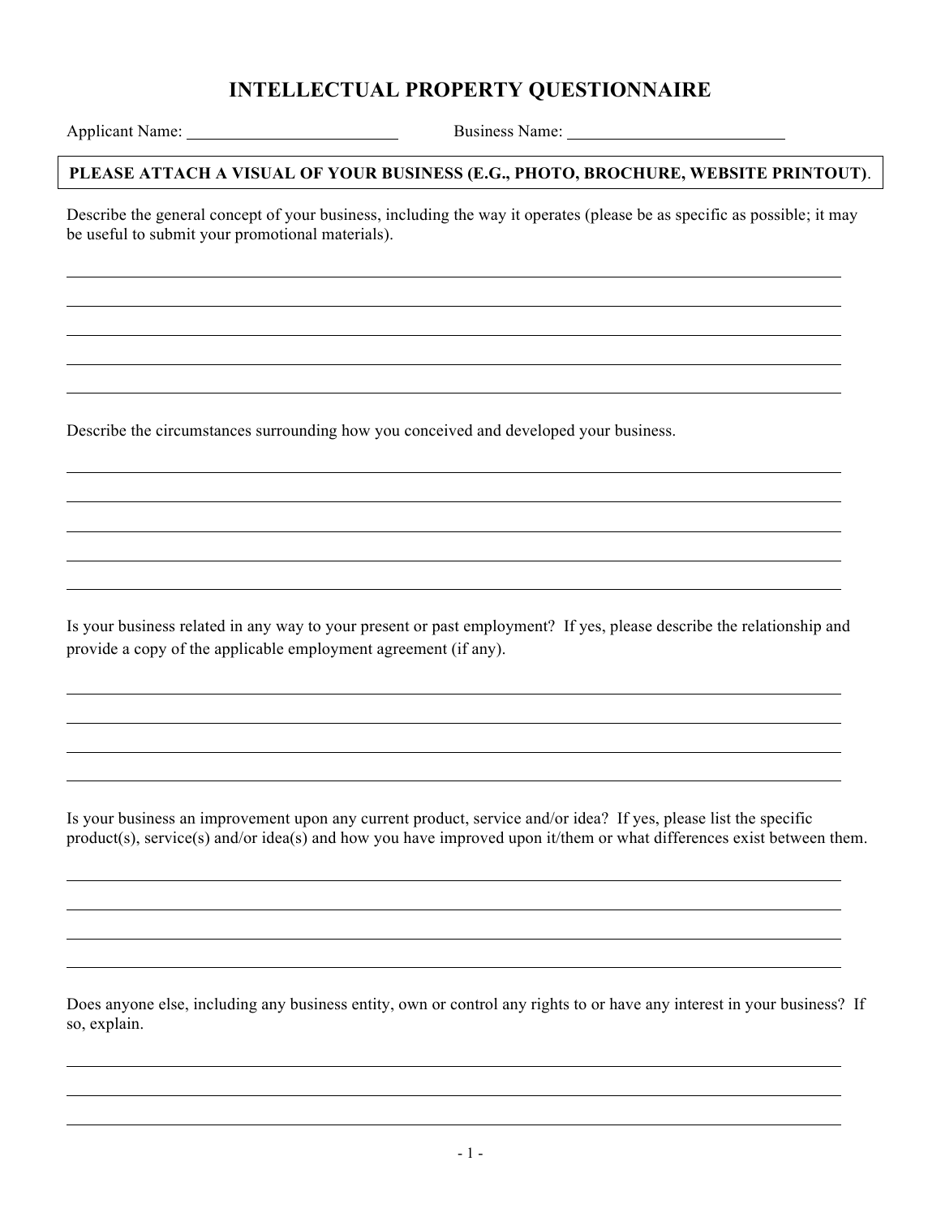# INTELLECTUAL PROPERTY QUESTIONNAIRE

Applicant Name: ________________________ Business Name: ________________________

**PLEASE ATTACH A VISUAL OF YOUR BUSINESS (E.G., PHOTO, BROCHURE, WEBSITE PRINTOUT)**.

Describe the general concept of your business, including the way it operates (please be as specific as possible; it may be useful to submit your promotional materials).

______________________________________________________________________________

______________________________________________________________________________

______________________________________________________________________________

______________________________________________________________________________

______________________________________________________________________________

Describe the circumstances surrounding how you conceived and developed your business.

______________________________________________________________________________

______________________________________________________________________________

______________________________________________________________________________

______________________________________________________________________________

______________________________________________________________________________

Is your business related in any way to your present or past employment? If yes, please describe the relationship and provide a copy of the applicable employment agreement (if any).

______________________________________________________________________________

______________________________________________________________________________

______________________________________________________________________________

______________________________________________________________________________

Is your business an improvement upon any current product, service and/or idea? If yes, please list the specific product(s), service(s) and/or idea(s) and how you have improved upon it/them or what differences exist between them.

______________________________________________________________________________

______________________________________________________________________________

______________________________________________________________________________

______________________________________________________________________________

Does anyone else, including any business entity, own or control any rights to or have any interest in your business? If so, explain.

______________________________________________________________________________

______________________________________________________________________________

______________________________________________________________________________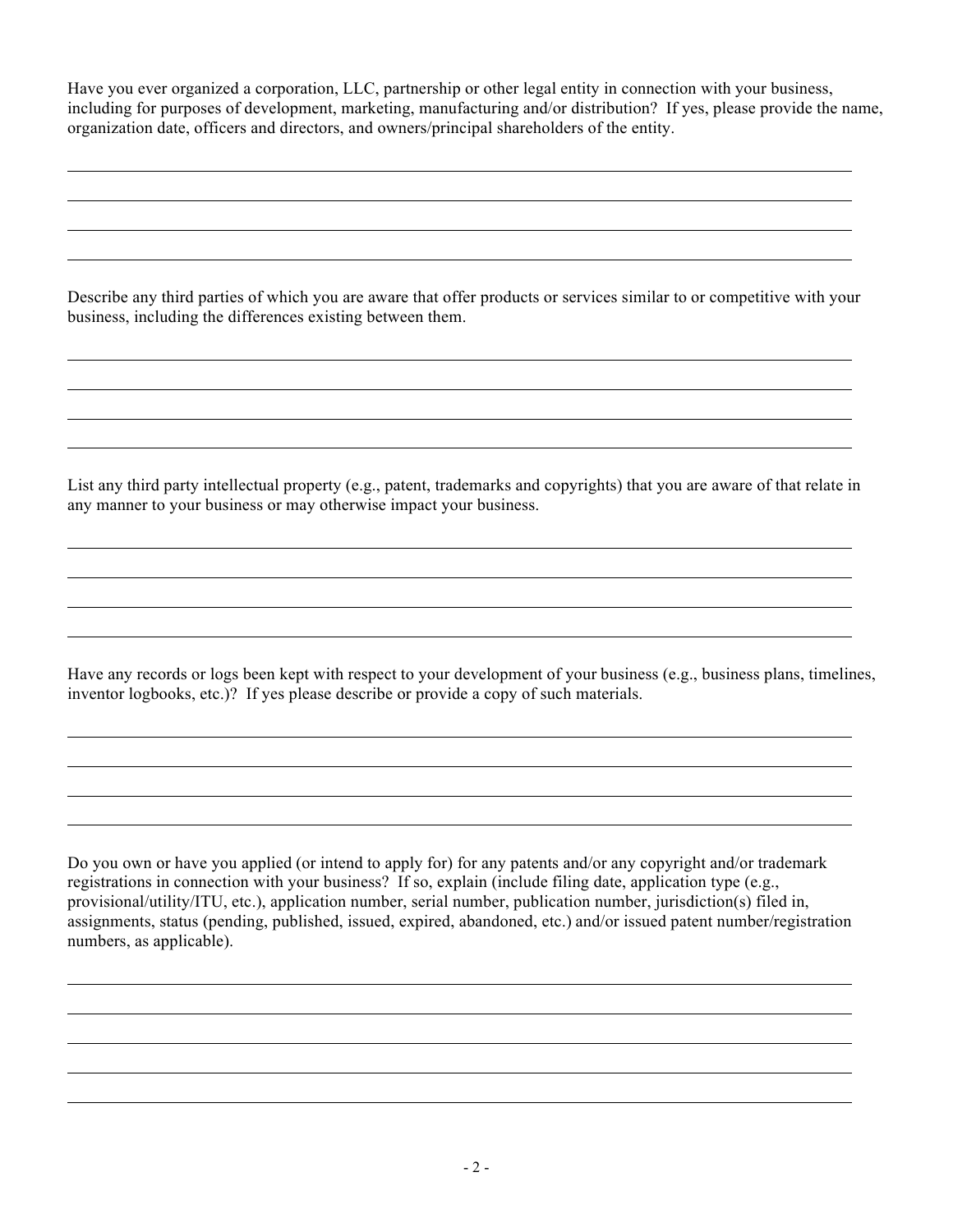Have you ever organized a corporation, LLC, partnership or other legal entity in connection with your business, including for purposes of development, marketing, manufacturing and/or distribution? If yes, please provide the name, organization date, officers and directors, and owners/principal shareholders of the entity.

\_\_\_\_\_\_\_\_\_\_\_\_\_\_\_\_\_\_\_\_\_\_\_\_\_\_\_\_\_\_\_\_\_\_\_\_\_\_\_\_\_\_\_\_\_\_\_\_\_\_\_\_\_\_\_\_\_\_\_\_\_\_\_\_\_\_\_\_\_\_\_\_\_\_\_\_\_\_

\_\_\_\_\_\_\_\_\_\_\_\_\_\_\_\_\_\_\_\_\_\_\_\_\_\_\_\_\_\_\_\_\_\_\_\_\_\_\_\_\_\_\_\_\_\_\_\_\_\_\_\_\_\_\_\_\_\_\_\_\_\_\_\_\_\_\_\_\_\_\_\_\_\_\_\_\_\_

\_\_\_\_\_\_\_\_\_\_\_\_\_\_\_\_\_\_\_\_\_\_\_\_\_\_\_\_\_\_\_\_\_\_\_\_\_\_\_\_\_\_\_\_\_\_\_\_\_\_\_\_\_\_\_\_\_\_\_\_\_\_\_\_\_\_\_\_\_\_\_\_\_\_\_\_\_\_

\_\_\_\_\_\_\_\_\_\_\_\_\_\_\_\_\_\_\_\_\_\_\_\_\_\_\_\_\_\_\_\_\_\_\_\_\_\_\_\_\_\_\_\_\_\_\_\_\_\_\_\_\_\_\_\_\_\_\_\_\_\_\_\_\_\_\_\_\_\_\_\_\_\_\_\_\_\_

Describe any third parties of which you are aware that offer products or services similar to or competitive with your business, including the differences existing between them.

\_\_\_\_\_\_\_\_\_\_\_\_\_\_\_\_\_\_\_\_\_\_\_\_\_\_\_\_\_\_\_\_\_\_\_\_\_\_\_\_\_\_\_\_\_\_\_\_\_\_\_\_\_\_\_\_\_\_\_\_\_\_\_\_\_\_\_\_\_\_\_\_\_\_\_\_\_\_

\_\_\_\_\_\_\_\_\_\_\_\_\_\_\_\_\_\_\_\_\_\_\_\_\_\_\_\_\_\_\_\_\_\_\_\_\_\_\_\_\_\_\_\_\_\_\_\_\_\_\_\_\_\_\_\_\_\_\_\_\_\_\_\_\_\_\_\_\_\_\_\_\_\_\_\_\_\_

\_\_\_\_\_\_\_\_\_\_\_\_\_\_\_\_\_\_\_\_\_\_\_\_\_\_\_\_\_\_\_\_\_\_\_\_\_\_\_\_\_\_\_\_\_\_\_\_\_\_\_\_\_\_\_\_\_\_\_\_\_\_\_\_\_\_\_\_\_\_\_\_\_\_\_\_\_\_

\_\_\_\_\_\_\_\_\_\_\_\_\_\_\_\_\_\_\_\_\_\_\_\_\_\_\_\_\_\_\_\_\_\_\_\_\_\_\_\_\_\_\_\_\_\_\_\_\_\_\_\_\_\_\_\_\_\_\_\_\_\_\_\_\_\_\_\_\_\_\_\_\_\_\_\_\_\_

List any third party intellectual property (e.g., patent, trademarks and copyrights) that you are aware of that relate in any manner to your business or may otherwise impact your business.

\_\_\_\_\_\_\_\_\_\_\_\_\_\_\_\_\_\_\_\_\_\_\_\_\_\_\_\_\_\_\_\_\_\_\_\_\_\_\_\_\_\_\_\_\_\_\_\_\_\_\_\_\_\_\_\_\_\_\_\_\_\_\_\_\_\_\_\_\_\_\_\_\_\_\_\_\_\_

\_\_\_\_\_\_\_\_\_\_\_\_\_\_\_\_\_\_\_\_\_\_\_\_\_\_\_\_\_\_\_\_\_\_\_\_\_\_\_\_\_\_\_\_\_\_\_\_\_\_\_\_\_\_\_\_\_\_\_\_\_\_\_\_\_\_\_\_\_\_\_\_\_\_\_\_\_\_

\_\_\_\_\_\_\_\_\_\_\_\_\_\_\_\_\_\_\_\_\_\_\_\_\_\_\_\_\_\_\_\_\_\_\_\_\_\_\_\_\_\_\_\_\_\_\_\_\_\_\_\_\_\_\_\_\_\_\_\_\_\_\_\_\_\_\_\_\_\_\_\_\_\_\_\_\_\_

\_\_\_\_\_\_\_\_\_\_\_\_\_\_\_\_\_\_\_\_\_\_\_\_\_\_\_\_\_\_\_\_\_\_\_\_\_\_\_\_\_\_\_\_\_\_\_\_\_\_\_\_\_\_\_\_\_\_\_\_\_\_\_\_\_\_\_\_\_\_\_\_\_\_\_\_\_\_

Have any records or logs been kept with respect to your development of your business (e.g., business plans, timelines, inventor logbooks, etc.)? If yes please describe or provide a copy of such materials.

\_\_\_\_\_\_\_\_\_\_\_\_\_\_\_\_\_\_\_\_\_\_\_\_\_\_\_\_\_\_\_\_\_\_\_\_\_\_\_\_\_\_\_\_\_\_\_\_\_\_\_\_\_\_\_\_\_\_\_\_\_\_\_\_\_\_\_\_\_\_\_\_\_\_\_\_\_\_

\_\_\_\_\_\_\_\_\_\_\_\_\_\_\_\_\_\_\_\_\_\_\_\_\_\_\_\_\_\_\_\_\_\_\_\_\_\_\_\_\_\_\_\_\_\_\_\_\_\_\_\_\_\_\_\_\_\_\_\_\_\_\_\_\_\_\_\_\_\_\_\_\_\_\_\_\_\_

\_\_\_\_\_\_\_\_\_\_\_\_\_\_\_\_\_\_\_\_\_\_\_\_\_\_\_\_\_\_\_\_\_\_\_\_\_\_\_\_\_\_\_\_\_\_\_\_\_\_\_\_\_\_\_\_\_\_\_\_\_\_\_\_\_\_\_\_\_\_\_\_\_\_\_\_\_\_

\_\_\_\_\_\_\_\_\_\_\_\_\_\_\_\_\_\_\_\_\_\_\_\_\_\_\_\_\_\_\_\_\_\_\_\_\_\_\_\_\_\_\_\_\_\_\_\_\_\_\_\_\_\_\_\_\_\_\_\_\_\_\_\_\_\_\_\_\_\_\_\_\_\_\_\_\_\_

Do you own or have you applied (or intend to apply for) for any patents and/or any copyright and/or trademark registrations in connection with your business? If so, explain (include filing date, application type (e.g., provisional/utility/ITU, etc.), application number, serial number, publication number, jurisdiction(s) filed in, assignments, status (pending, published, issued, expired, abandoned, etc.) and/or issued patent number/registration numbers, as applicable).

\_\_\_\_\_\_\_\_\_\_\_\_\_\_\_\_\_\_\_\_\_\_\_\_\_\_\_\_\_\_\_\_\_\_\_\_\_\_\_\_\_\_\_\_\_\_\_\_\_\_\_\_\_\_\_\_\_\_\_\_\_\_\_\_\_\_\_\_\_\_\_\_\_\_\_\_\_\_

\_\_\_\_\_\_\_\_\_\_\_\_\_\_\_\_\_\_\_\_\_\_\_\_\_\_\_\_\_\_\_\_\_\_\_\_\_\_\_\_\_\_\_\_\_\_\_\_\_\_\_\_\_\_\_\_\_\_\_\_\_\_\_\_\_\_\_\_\_\_\_\_\_\_\_\_\_\_

\_\_\_\_\_\_\_\_\_\_\_\_\_\_\_\_\_\_\_\_\_\_\_\_\_\_\_\_\_\_\_\_\_\_\_\_\_\_\_\_\_\_\_\_\_\_\_\_\_\_\_\_\_\_\_\_\_\_\_\_\_\_\_\_\_\_\_\_\_\_\_\_\_\_\_\_\_\_

\_\_\_\_\_\_\_\_\_\_\_\_\_\_\_\_\_\_\_\_\_\_\_\_\_\_\_\_\_\_\_\_\_\_\_\_\_\_\_\_\_\_\_\_\_\_\_\_\_\_\_\_\_\_\_\_\_\_\_\_\_\_\_\_\_\_\_\_\_\_\_\_\_\_\_\_\_\_

\_\_\_\_\_\_\_\_\_\_\_\_\_\_\_\_\_\_\_\_\_\_\_\_\_\_\_\_\_\_\_\_\_\_\_\_\_\_\_\_\_\_\_\_\_\_\_\_\_\_\_\_\_\_\_\_\_\_\_\_\_\_\_\_\_\_\_\_\_\_\_\_\_\_\_\_\_\_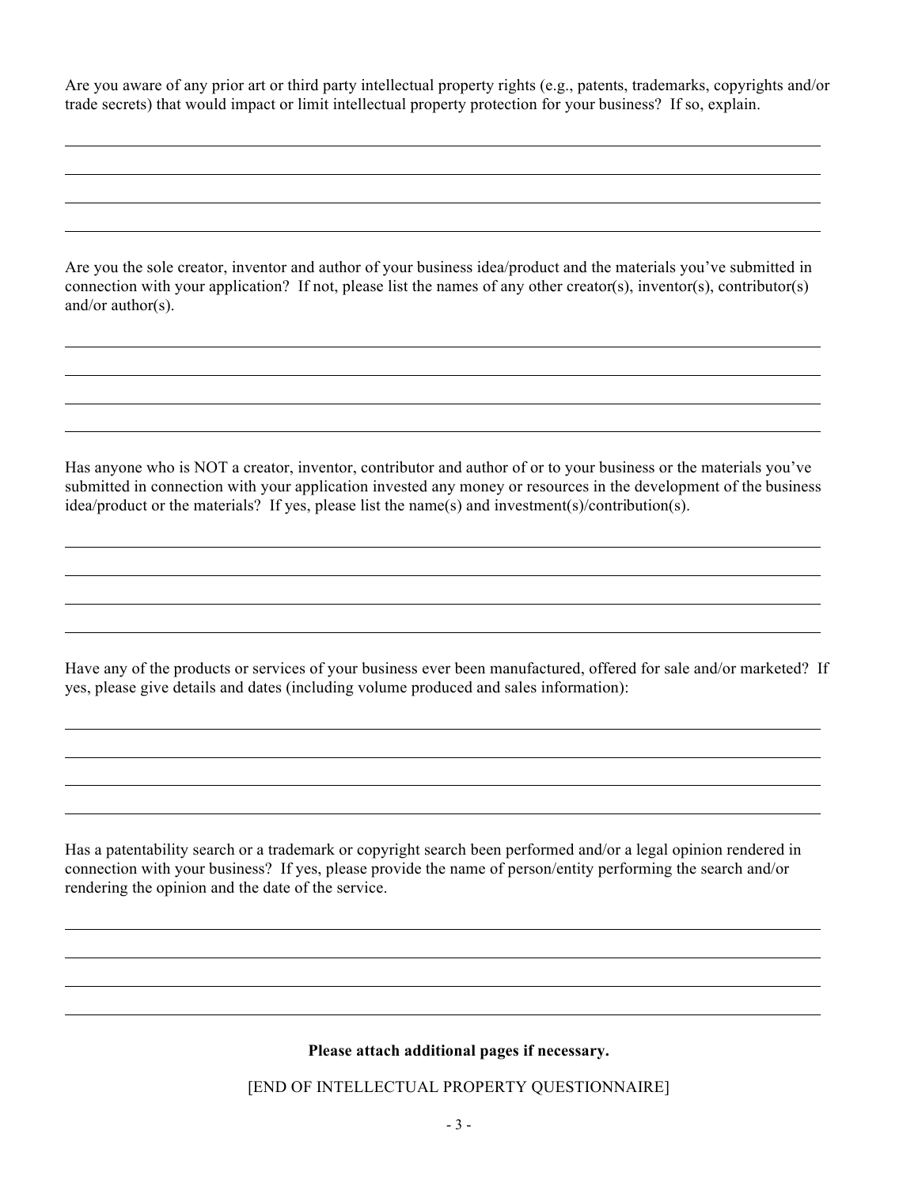Are you aware of any prior art or third party intellectual property rights (e.g., patents, trademarks, copyrights and/or trade secrets) that would impact or limit intellectual property protection for your business? If so, explain.

\_\_\_\_\_\_\_\_\_\_\_\_\_\_\_\_\_\_\_\_\_\_\_\_\_\_\_\_\_\_\_\_\_\_\_\_\_\_\_\_\_\_\_\_\_\_\_\_\_\_\_\_\_\_\_\_\_\_\_\_\_\_\_\_\_\_\_\_\_\_\_\_\_\_\_\_

\_\_\_\_\_\_\_\_\_\_\_\_\_\_\_\_\_\_\_\_\_\_\_\_\_\_\_\_\_\_\_\_\_\_\_\_\_\_\_\_\_\_\_\_\_\_\_\_\_\_\_\_\_\_\_\_\_\_\_\_\_\_\_\_\_\_\_\_\_\_\_\_\_\_\_\_

\_\_\_\_\_\_\_\_\_\_\_\_\_\_\_\_\_\_\_\_\_\_\_\_\_\_\_\_\_\_\_\_\_\_\_\_\_\_\_\_\_\_\_\_\_\_\_\_\_\_\_\_\_\_\_\_\_\_\_\_\_\_\_\_\_\_\_\_\_\_\_\_\_\_\_\_

\_\_\_\_\_\_\_\_\_\_\_\_\_\_\_\_\_\_\_\_\_\_\_\_\_\_\_\_\_\_\_\_\_\_\_\_\_\_\_\_\_\_\_\_\_\_\_\_\_\_\_\_\_\_\_\_\_\_\_\_\_\_\_\_\_\_\_\_\_\_\_\_\_\_\_\_

Are you the sole creator, inventor and author of your business idea/product and the materials you've submitted in connection with your application? If not, please list the names of any other creator(s), inventor(s), contributor(s) and/or author(s).

\_\_\_\_\_\_\_\_\_\_\_\_\_\_\_\_\_\_\_\_\_\_\_\_\_\_\_\_\_\_\_\_\_\_\_\_\_\_\_\_\_\_\_\_\_\_\_\_\_\_\_\_\_\_\_\_\_\_\_\_\_\_\_\_\_\_\_\_\_\_\_\_\_\_\_\_

\_\_\_\_\_\_\_\_\_\_\_\_\_\_\_\_\_\_\_\_\_\_\_\_\_\_\_\_\_\_\_\_\_\_\_\_\_\_\_\_\_\_\_\_\_\_\_\_\_\_\_\_\_\_\_\_\_\_\_\_\_\_\_\_\_\_\_\_\_\_\_\_\_\_\_\_

\_\_\_\_\_\_\_\_\_\_\_\_\_\_\_\_\_\_\_\_\_\_\_\_\_\_\_\_\_\_\_\_\_\_\_\_\_\_\_\_\_\_\_\_\_\_\_\_\_\_\_\_\_\_\_\_\_\_\_\_\_\_\_\_\_\_\_\_\_\_\_\_\_\_\_\_

\_\_\_\_\_\_\_\_\_\_\_\_\_\_\_\_\_\_\_\_\_\_\_\_\_\_\_\_\_\_\_\_\_\_\_\_\_\_\_\_\_\_\_\_\_\_\_\_\_\_\_\_\_\_\_\_\_\_\_\_\_\_\_\_\_\_\_\_\_\_\_\_\_\_\_\_

Has anyone who is NOT a creator, inventor, contributor and author of or to your business or the materials you've submitted in connection with your application invested any money or resources in the development of the business idea/product or the materials? If yes, please list the name(s) and investment(s)/contribution(s).

\_\_\_\_\_\_\_\_\_\_\_\_\_\_\_\_\_\_\_\_\_\_\_\_\_\_\_\_\_\_\_\_\_\_\_\_\_\_\_\_\_\_\_\_\_\_\_\_\_\_\_\_\_\_\_\_\_\_\_\_\_\_\_\_\_\_\_\_\_\_\_\_\_\_\_\_

\_\_\_\_\_\_\_\_\_\_\_\_\_\_\_\_\_\_\_\_\_\_\_\_\_\_\_\_\_\_\_\_\_\_\_\_\_\_\_\_\_\_\_\_\_\_\_\_\_\_\_\_\_\_\_\_\_\_\_\_\_\_\_\_\_\_\_\_\_\_\_\_\_\_\_\_

\_\_\_\_\_\_\_\_\_\_\_\_\_\_\_\_\_\_\_\_\_\_\_\_\_\_\_\_\_\_\_\_\_\_\_\_\_\_\_\_\_\_\_\_\_\_\_\_\_\_\_\_\_\_\_\_\_\_\_\_\_\_\_\_\_\_\_\_\_\_\_\_\_\_\_\_

\_\_\_\_\_\_\_\_\_\_\_\_\_\_\_\_\_\_\_\_\_\_\_\_\_\_\_\_\_\_\_\_\_\_\_\_\_\_\_\_\_\_\_\_\_\_\_\_\_\_\_\_\_\_\_\_\_\_\_\_\_\_\_\_\_\_\_\_\_\_\_\_\_\_\_\_

Have any of the products or services of your business ever been manufactured, offered for sale and/or marketed? If yes, please give details and dates (including volume produced and sales information):

\_\_\_\_\_\_\_\_\_\_\_\_\_\_\_\_\_\_\_\_\_\_\_\_\_\_\_\_\_\_\_\_\_\_\_\_\_\_\_\_\_\_\_\_\_\_\_\_\_\_\_\_\_\_\_\_\_\_\_\_\_\_\_\_\_\_\_\_\_\_\_\_\_\_\_\_

\_\_\_\_\_\_\_\_\_\_\_\_\_\_\_\_\_\_\_\_\_\_\_\_\_\_\_\_\_\_\_\_\_\_\_\_\_\_\_\_\_\_\_\_\_\_\_\_\_\_\_\_\_\_\_\_\_\_\_\_\_\_\_\_\_\_\_\_\_\_\_\_\_\_\_\_

\_\_\_\_\_\_\_\_\_\_\_\_\_\_\_\_\_\_\_\_\_\_\_\_\_\_\_\_\_\_\_\_\_\_\_\_\_\_\_\_\_\_\_\_\_\_\_\_\_\_\_\_\_\_\_\_\_\_\_\_\_\_\_\_\_\_\_\_\_\_\_\_\_\_\_\_

\_\_\_\_\_\_\_\_\_\_\_\_\_\_\_\_\_\_\_\_\_\_\_\_\_\_\_\_\_\_\_\_\_\_\_\_\_\_\_\_\_\_\_\_\_\_\_\_\_\_\_\_\_\_\_\_\_\_\_\_\_\_\_\_\_\_\_\_\_\_\_\_\_\_\_\_

Has a patentability search or a trademark or copyright search been performed and/or a legal opinion rendered in connection with your business? If yes, please provide the name of person/entity performing the search and/or rendering the opinion and the date of the service.

\_\_\_\_\_\_\_\_\_\_\_\_\_\_\_\_\_\_\_\_\_\_\_\_\_\_\_\_\_\_\_\_\_\_\_\_\_\_\_\_\_\_\_\_\_\_\_\_\_\_\_\_\_\_\_\_\_\_\_\_\_\_\_\_\_\_\_\_\_\_\_\_\_\_\_\_

\_\_\_\_\_\_\_\_\_\_\_\_\_\_\_\_\_\_\_\_\_\_\_\_\_\_\_\_\_\_\_\_\_\_\_\_\_\_\_\_\_\_\_\_\_\_\_\_\_\_\_\_\_\_\_\_\_\_\_\_\_\_\_\_\_\_\_\_\_\_\_\_\_\_\_\_

\_\_\_\_\_\_\_\_\_\_\_\_\_\_\_\_\_\_\_\_\_\_\_\_\_\_\_\_\_\_\_\_\_\_\_\_\_\_\_\_\_\_\_\_\_\_\_\_\_\_\_\_\_\_\_\_\_\_\_\_\_\_\_\_\_\_\_\_\_\_\_\_\_\_\_\_

\_\_\_\_\_\_\_\_\_\_\_\_\_\_\_\_\_\_\_\_\_\_\_\_\_\_\_\_\_\_\_\_\_\_\_\_\_\_\_\_\_\_\_\_\_\_\_\_\_\_\_\_\_\_\_\_\_\_\_\_\_\_\_\_\_\_\_\_\_\_\_\_\_\_\_\_

**Please attach additional pages if necessary.**

[END OF INTELLECTUAL PROPERTY QUESTIONNAIRE]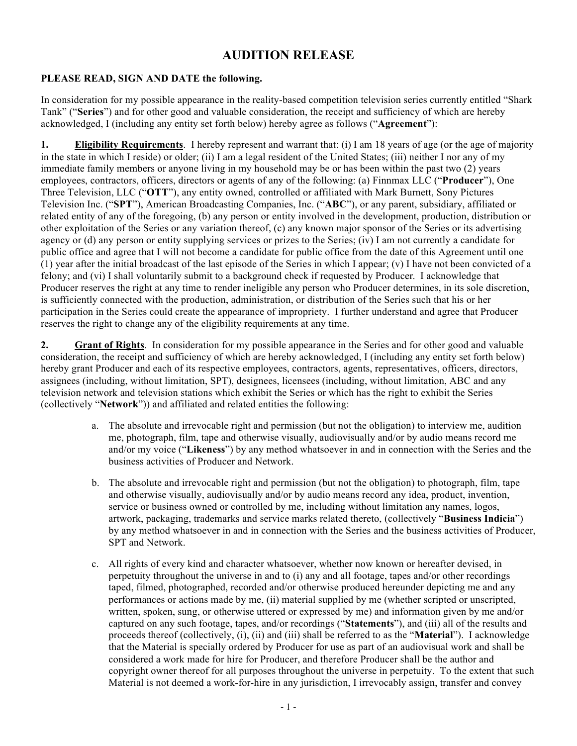# AUDITION RELEASE

**PLEASE READ, SIGN AND DATE the following.**

In consideration for my possible appearance in the reality-based competition television series currently entitled "Shark Tank" ("**Series**") and for other good and valuable consideration, the receipt and sufficiency of which are hereby acknowledged, I (including any entity set forth below) hereby agree as follows ("**Agreement**"):

**1. Eligibility Requirements**. I hereby represent and warrant that: (i) I am 18 years of age (or the age of majority in the state in which I reside) or older; (ii) I am a legal resident of the United States; (iii) neither I nor any of my immediate family members or anyone living in my household may be or has been within the past two (2) years employees, contractors, officers, directors or agents of any of the following: (a) Finnmax LLC ("**Producer**"), One Three Television, LLC ("**OTT**"), any entity owned, controlled or affiliated with Mark Burnett, Sony Pictures Television Inc. ("**SPT**"), American Broadcasting Companies, Inc. ("**ABC**"), or any parent, subsidiary, affiliated or related entity of any of the foregoing, (b) any person or entity involved in the development, production, distribution or other exploitation of the Series or any variation thereof, (c) any known major sponsor of the Series or its advertising agency or (d) any person or entity supplying services or prizes to the Series; (iv) I am not currently a candidate for public office and agree that I will not become a candidate for public office from the date of this Agreement until one (1) year after the initial broadcast of the last episode of the Series in which I appear; (v) I have not been convicted of a felony; and (vi) I shall voluntarily submit to a background check if requested by Producer. I acknowledge that Producer reserves the right at any time to render ineligible any person who Producer determines, in its sole discretion, is sufficiently connected with the production, administration, or distribution of the Series such that his or her participation in the Series could create the appearance of impropriety. I further understand and agree that Producer reserves the right to change any of the eligibility requirements at any time.

**2. Grant of Rights**. In consideration for my possible appearance in the Series and for other good and valuable consideration, the receipt and sufficiency of which are hereby acknowledged, I (including any entity set forth below) hereby grant Producer and each of its respective employees, contractors, agents, representatives, officers, directors, assignees (including, without limitation, SPT), designees, licensees (including, without limitation, ABC and any television network and television stations which exhibit the Series or which has the right to exhibit the Series (collectively "**Network**")) and affiliated and related entities the following:

a. The absolute and irrevocable right and permission (but not the obligation) to interview me, audition me, photograph, film, tape and otherwise visually, audiovisually and/or by audio means record me and/or my voice ("**Likeness**") by any method whatsoever in and in connection with the Series and the business activities of Producer and Network.

b. The absolute and irrevocable right and permission (but not the obligation) to photograph, film, tape and otherwise visually, audiovisually and/or by audio means record any idea, product, invention, service or business owned or controlled by me, including without limitation any names, logos, artwork, packaging, trademarks and service marks related thereto, (collectively "**Business Indicia**") by any method whatsoever in and in connection with the Series and the business activities of Producer, SPT and Network.

c. All rights of every kind and character whatsoever, whether now known or hereafter devised, in perpetuity throughout the universe in and to (i) any and all footage, tapes and/or other recordings taped, filmed, photographed, recorded and/or otherwise produced hereunder depicting me and any performances or actions made by me, (ii) material supplied by me (whether scripted or unscripted, written, spoken, sung, or otherwise uttered or expressed by me) and information given by me and/or captured on any such footage, tapes, and/or recordings ("**Statements**"), and (iii) all of the results and proceeds thereof (collectively, (i), (ii) and (iii) shall be referred to as the "**Material**"). I acknowledge that the Material is specially ordered by Producer for use as part of an audiovisual work and shall be considered a work made for hire for Producer, and therefore Producer shall be the author and copyright owner thereof for all purposes throughout the universe in perpetuity. To the extent that such Material is not deemed a work-for-hire in any jurisdiction, I irrevocably assign, transfer and convey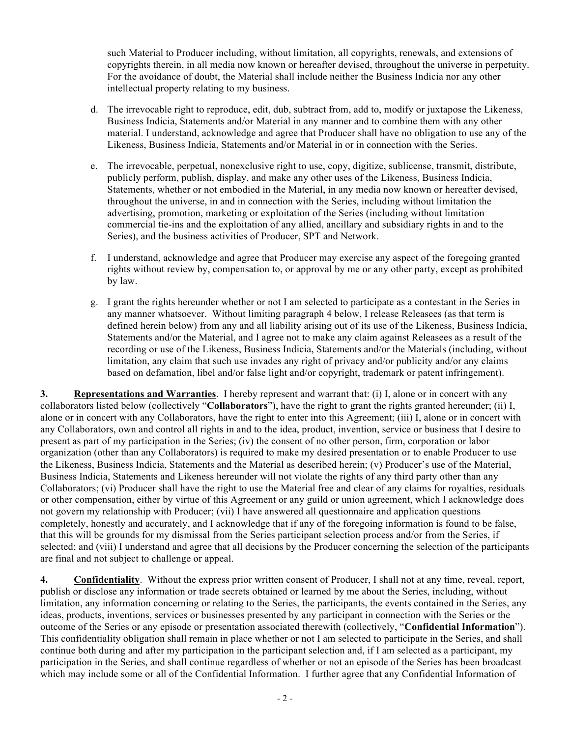such Material to Producer including, without limitation, all copyrights, renewals, and extensions of copyrights therein, in all media now known or hereafter devised, throughout the universe in perpetuity. For the avoidance of doubt, the Material shall include neither the Business Indicia nor any other intellectual property relating to my business.

d. The irrevocable right to reproduce, edit, dub, subtract from, add to, modify or juxtapose the Likeness, Business Indicia, Statements and/or Material in any manner and to combine them with any other material. I understand, acknowledge and agree that Producer shall have no obligation to use any of the Likeness, Business Indicia, Statements and/or Material in or in connection with the Series.

e. The irrevocable, perpetual, nonexclusive right to use, copy, digitize, sublicense, transmit, distribute, publicly perform, publish, display, and make any other uses of the Likeness, Business Indicia, Statements, whether or not embodied in the Material, in any media now known or hereafter devised, throughout the universe, in and in connection with the Series, including without limitation the advertising, promotion, marketing or exploitation of the Series (including without limitation commercial tie-ins and the exploitation of any allied, ancillary and subsidiary rights in and to the Series), and the business activities of Producer, SPT and Network.

f. I understand, acknowledge and agree that Producer may exercise any aspect of the foregoing granted rights without review by, compensation to, or approval by me or any other party, except as prohibited by law.

g. I grant the rights hereunder whether or not I am selected to participate as a contestant in the Series in any manner whatsoever. Without limiting paragraph 4 below, I release Releasees (as that term is defined herein below) from any and all liability arising out of its use of the Likeness, Business Indicia, Statements and/or the Material, and I agree not to make any claim against Releasees as a result of the recording or use of the Likeness, Business Indicia, Statements and/or the Materials (including, without limitation, any claim that such use invades any right of privacy and/or publicity and/or any claims based on defamation, libel and/or false light and/or copyright, trademark or patent infringement).

**3. Representations and Warranties**. I hereby represent and warrant that: (i) I, alone or in concert with any collaborators listed below (collectively "**Collaborators**"), have the right to grant the rights granted hereunder; (ii) I, alone or in concert with any Collaborators, have the right to enter into this Agreement; (iii) I, alone or in concert with any Collaborators, own and control all rights in and to the idea, product, invention, service or business that I desire to present as part of my participation in the Series; (iv) the consent of no other person, firm, corporation or labor organization (other than any Collaborators) is required to make my desired presentation or to enable Producer to use the Likeness, Business Indicia, Statements and the Material as described herein; (v) Producer's use of the Material, Business Indicia, Statements and Likeness hereunder will not violate the rights of any third party other than any Collaborators; (vi) Producer shall have the right to use the Material free and clear of any claims for royalties, residuals or other compensation, either by virtue of this Agreement or any guild or union agreement, which I acknowledge does not govern my relationship with Producer; (vii) I have answered all questionnaire and application questions completely, honestly and accurately, and I acknowledge that if any of the foregoing information is found to be false, that this will be grounds for my dismissal from the Series participant selection process and/or from the Series, if selected; and (viii) I understand and agree that all decisions by the Producer concerning the selection of the participants are final and not subject to challenge or appeal.

**4. Confidentiality**. Without the express prior written consent of Producer, I shall not at any time, reveal, report, publish or disclose any information or trade secrets obtained or learned by me about the Series, including, without limitation, any information concerning or relating to the Series, the participants, the events contained in the Series, any ideas, products, inventions, services or businesses presented by any participant in connection with the Series or the outcome of the Series or any episode or presentation associated therewith (collectively, "**Confidential Information**"). This confidentiality obligation shall remain in place whether or not I am selected to participate in the Series, and shall continue both during and after my participation in the participant selection and, if I am selected as a participant, my participation in the Series, and shall continue regardless of whether or not an episode of the Series has been broadcast which may include some or all of the Confidential Information. I further agree that any Confidential Information of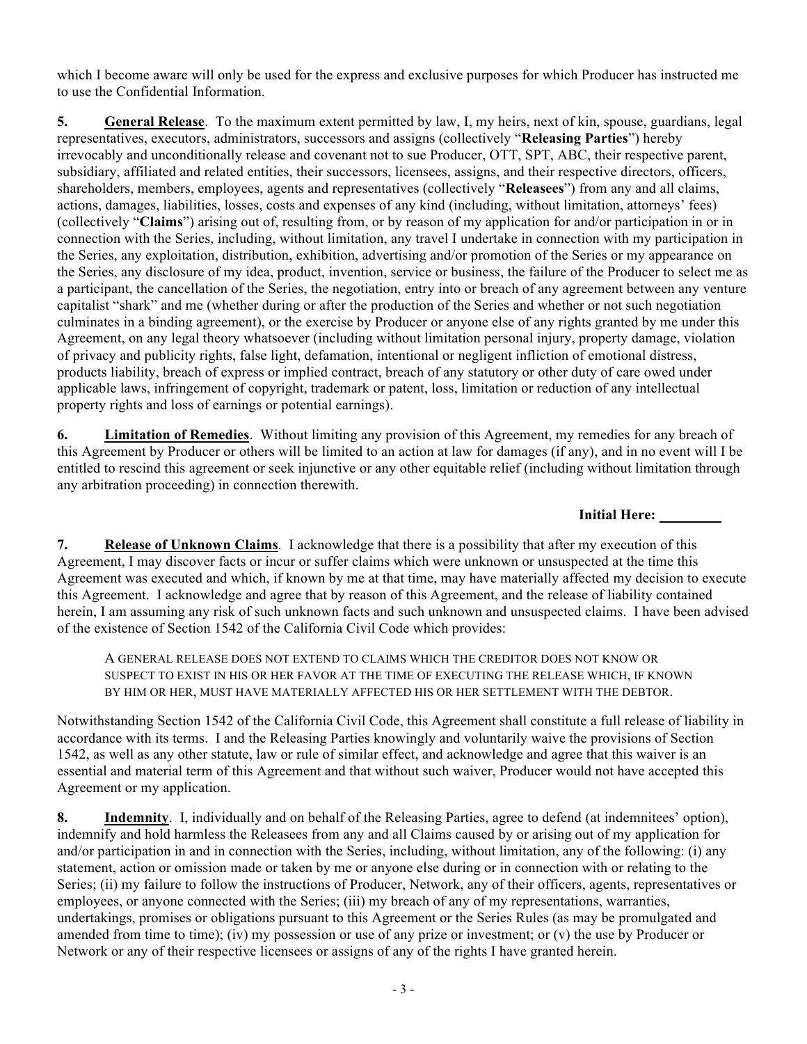which I become aware will only be used for the express and exclusive purposes for which Producer has instructed me to use the Confidential Information.

**5. <u>General Release</u>**. To the maximum extent permitted by law, I, my heirs, next of kin, spouse, guardians, legal representatives, executors, administrators, successors and assigns (collectively "**Releasing Parties**") hereby irrevocably and unconditionally release and covenant not to sue Producer, OTT, SPT, ABC, their respective parent, subsidiary, affiliated and related entities, their successors, licensees, assigns, and their respective directors, officers, shareholders, members, employees, agents and representatives (collectively "**Releasees**") from any and all claims, actions, damages, liabilities, losses, costs and expenses of any kind (including, without limitation, attorneys' fees) (collectively "**Claims**") arising out of, resulting from, or by reason of my application for and/or participation in or in connection with the Series, including, without limitation, any travel I undertake in connection with my participation in the Series, any exploitation, distribution, exhibition, advertising and/or promotion of the Series or my appearance on the Series, any disclosure of my idea, product, invention, service or business, the failure of the Producer to select me as a participant, the cancellation of the Series, the negotiation, entry into or breach of any agreement between any venture capitalist "shark" and me (whether during or after the production of the Series and whether or not such negotiation culminates in a binding agreement), or the exercise by Producer or anyone else of any rights granted by me under this Agreement, on any legal theory whatsoever (including without limitation personal injury, property damage, violation of privacy and publicity rights, false light, defamation, intentional or negligent infliction of emotional distress, products liability, breach of express or implied contract, breach of any statutory or other duty of care owed under applicable laws, infringement of copyright, trademark or patent, loss, limitation or reduction of any intellectual property rights and loss of earnings or potential earnings).

**6. <u>Limitation of Remedies</u>**. Without limiting any provision of this Agreement, my remedies for any breach of this Agreement by Producer or others will be limited to an action at law for damages (if any), and in no event will I be entitled to rescind this agreement or seek injunctive or any other equitable relief (including without limitation through any arbitration proceeding) in connection therewith.

**Initial Here:** ________

**7. <u>Release of Unknown Claims</u>**. I acknowledge that there is a possibility that after my execution of this Agreement, I may discover facts or incur or suffer claims which were unknown or unsuspected at the time this Agreement was executed and which, if known by me at that time, may have materially affected my decision to execute this Agreement. I acknowledge and agree that by reason of this Agreement, and the release of liability contained herein, I am assuming any risk of such unknown facts and such unknown and unsuspected claims. I have been advised of the existence of Section 1542 of the California Civil Code which provides:

> A GENERAL RELEASE DOES NOT EXTEND TO CLAIMS WHICH THE CREDITOR DOES NOT KNOW OR SUSPECT TO EXIST IN HIS OR HER FAVOR AT THE TIME OF EXECUTING THE RELEASE WHICH, IF KNOWN BY HIM OR HER, MUST HAVE MATERIALLY AFFECTED HIS OR HER SETTLEMENT WITH THE DEBTOR.

Notwithstanding Section 1542 of the California Civil Code, this Agreement shall constitute a full release of liability in accordance with its terms. I and the Releasing Parties knowingly and voluntarily waive the provisions of Section 1542, as well as any other statute, law or rule of similar effect, and acknowledge and agree that this waiver is an essential and material term of this Agreement and that without such waiver, Producer would not have accepted this Agreement or my application.

**8. <u>Indemnity</u>**. I, individually and on behalf of the Releasing Parties, agree to defend (at indemnitees' option), indemnify and hold harmless the Releasees from any and all Claims caused by or arising out of my application for and/or participation in and in connection with the Series, including, without limitation, any of the following: (i) any statement, action or omission made or taken by me or anyone else during or in connection with or relating to the Series; (ii) my failure to follow the instructions of Producer, Network, any of their officers, agents, representatives or employees, or anyone connected with the Series; (iii) my breach of any of my representations, warranties, undertakings, promises or obligations pursuant to this Agreement or the Series Rules (as may be promulgated and amended from time to time); (iv) my possession or use of any prize or investment; or (v) the use by Producer or Network or any of their respective licensees or assigns of any of the rights I have granted herein.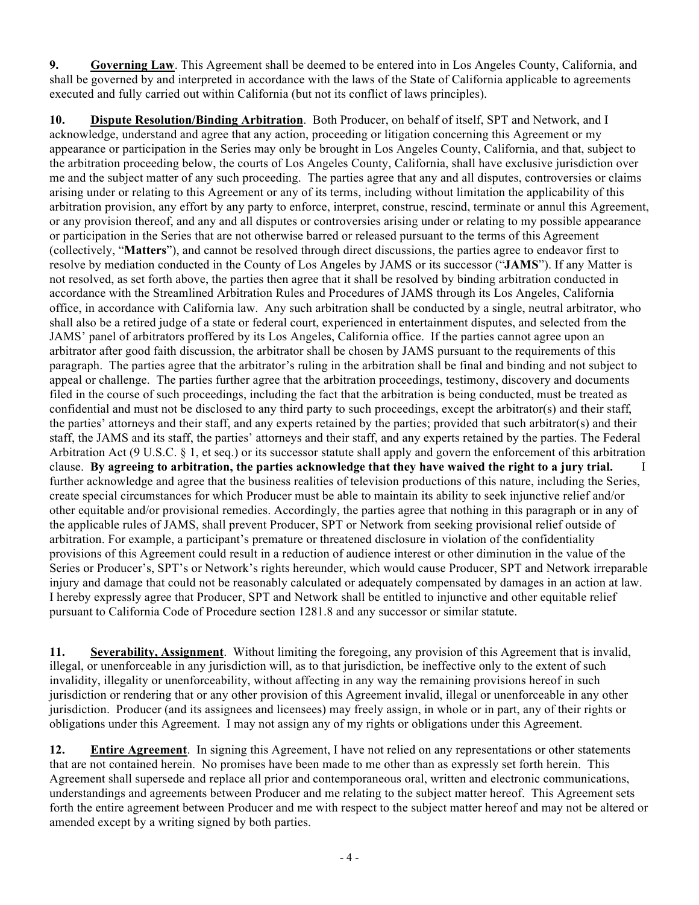**9.** **Governing Law**. This Agreement shall be deemed to be entered into in Los Angeles County, California, and shall be governed by and interpreted in accordance with the laws of the State of California applicable to agreements executed and fully carried out within California (but not its conflict of laws principles).

**10.** **Dispute Resolution/Binding Arbitration**. Both Producer, on behalf of itself, SPT and Network, and I acknowledge, understand and agree that any action, proceeding or litigation concerning this Agreement or my appearance or participation in the Series may only be brought in Los Angeles County, California, and that, subject to the arbitration proceeding below, the courts of Los Angeles County, California, shall have exclusive jurisdiction over me and the subject matter of any such proceeding. The parties agree that any and all disputes, controversies or claims arising under or relating to this Agreement or any of its terms, including without limitation the applicability of this arbitration provision, any effort by any party to enforce, interpret, construe, rescind, terminate or annul this Agreement, or any provision thereof, and any and all disputes or controversies arising under or relating to my possible appearance or participation in the Series that are not otherwise barred or released pursuant to the terms of this Agreement (collectively, "**Matters**"), and cannot be resolved through direct discussions, the parties agree to endeavor first to resolve by mediation conducted in the County of Los Angeles by JAMS or its successor ("**JAMS**"). If any Matter is not resolved, as set forth above, the parties then agree that it shall be resolved by binding arbitration conducted in accordance with the Streamlined Arbitration Rules and Procedures of JAMS through its Los Angeles, California office, in accordance with California law. Any such arbitration shall be conducted by a single, neutral arbitrator, who shall also be a retired judge of a state or federal court, experienced in entertainment disputes, and selected from the JAMS' panel of arbitrators proffered by its Los Angeles, California office. If the parties cannot agree upon an arbitrator after good faith discussion, the arbitrator shall be chosen by JAMS pursuant to the requirements of this paragraph. The parties agree that the arbitrator's ruling in the arbitration shall be final and binding and not subject to appeal or challenge. The parties further agree that the arbitration proceedings, testimony, discovery and documents filed in the course of such proceedings, including the fact that the arbitration is being conducted, must be treated as confidential and must not be disclosed to any third party to such proceedings, except the arbitrator(s) and their staff, the parties' attorneys and their staff, and any experts retained by the parties; provided that such arbitrator(s) and their staff, the JAMS and its staff, the parties' attorneys and their staff, and any experts retained by the parties. The Federal Arbitration Act (9 U.S.C. § 1, et seq.) or its successor statute shall apply and govern the enforcement of this arbitration clause. **By agreeing to arbitration, the parties acknowledge that they have waived the right to a jury trial.** I further acknowledge and agree that the business realities of television productions of this nature, including the Series, create special circumstances for which Producer must be able to maintain its ability to seek injunctive relief and/or other equitable and/or provisional remedies. Accordingly, the parties agree that nothing in this paragraph or in any of the applicable rules of JAMS, shall prevent Producer, SPT or Network from seeking provisional relief outside of arbitration. For example, a participant's premature or threatened disclosure in violation of the confidentiality provisions of this Agreement could result in a reduction of audience interest or other diminution in the value of the Series or Producer's, SPT's or Network's rights hereunder, which would cause Producer, SPT and Network irreparable injury and damage that could not be reasonably calculated or adequately compensated by damages in an action at law. I hereby expressly agree that Producer, SPT and Network shall be entitled to injunctive and other equitable relief pursuant to California Code of Procedure section 1281.8 and any successor or similar statute.

**11.** **Severability, Assignment**. Without limiting the foregoing, any provision of this Agreement that is invalid, illegal, or unenforceable in any jurisdiction will, as to that jurisdiction, be ineffective only to the extent of such invalidity, illegality or unenforceability, without affecting in any way the remaining provisions hereof in such jurisdiction or rendering that or any other provision of this Agreement invalid, illegal or unenforceable in any other jurisdiction. Producer (and its assignees and licensees) may freely assign, in whole or in part, any of their rights or obligations under this Agreement. I may not assign any of my rights or obligations under this Agreement.

**12.** **Entire Agreement**. In signing this Agreement, I have not relied on any representations or other statements that are not contained herein. No promises have been made to me other than as expressly set forth herein. This Agreement shall supersede and replace all prior and contemporaneous oral, written and electronic communications, understandings and agreements between Producer and me relating to the subject matter hereof. This Agreement sets forth the entire agreement between Producer and me with respect to the subject matter hereof and may not be altered or amended except by a writing signed by both parties.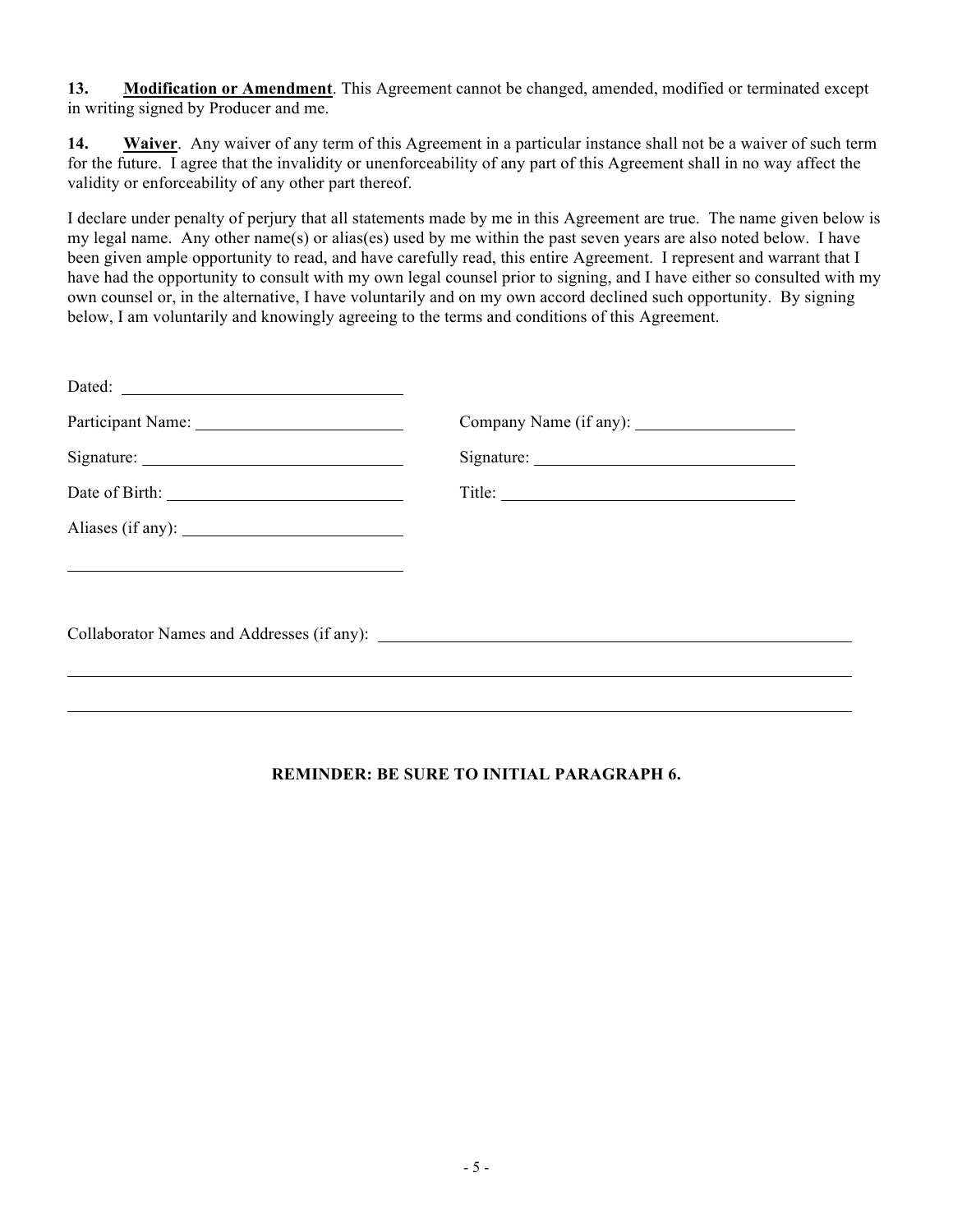**13. <u>Modification or Amendment</u>**. This Agreement cannot be changed, amended, modified or terminated except in writing signed by Producer and me.

**14. <u>Waiver</u>**. Any waiver of any term of this Agreement in a particular instance shall not be a waiver of such term for the future. I agree that the invalidity or unenforceability of any part of this Agreement shall in no way affect the validity or enforceability of any other part thereof.

I declare under penalty of perjury that all statements made by me in this Agreement are true. The name given below is my legal name. Any other name(s) or alias(es) used by me within the past seven years are also noted below. I have been given ample opportunity to read, and have carefully read, this entire Agreement. I represent and warrant that I have had the opportunity to consult with my own legal counsel prior to signing, and I have either so consulted with my own counsel or, in the alternative, I have voluntarily and on my own accord declined such opportunity. By signing below, I am voluntarily and knowingly agreeing to the terms and conditions of this Agreement.

Dated: ______________________________

Participant Name: ______________________

Signature: ___________________________

Date of Birth: ________________________

Aliases (if any): _______________________

_____________________________________

Company Name (if any): ________________

Signature: ___________________________

Title: _______________________________

Collaborator Names and Addresses (if any): ____________________________________________

______________________________________________________________________________

______________________________________________________________________________

**REMINDER: BE SURE TO INITIAL PARAGRAPH 6.**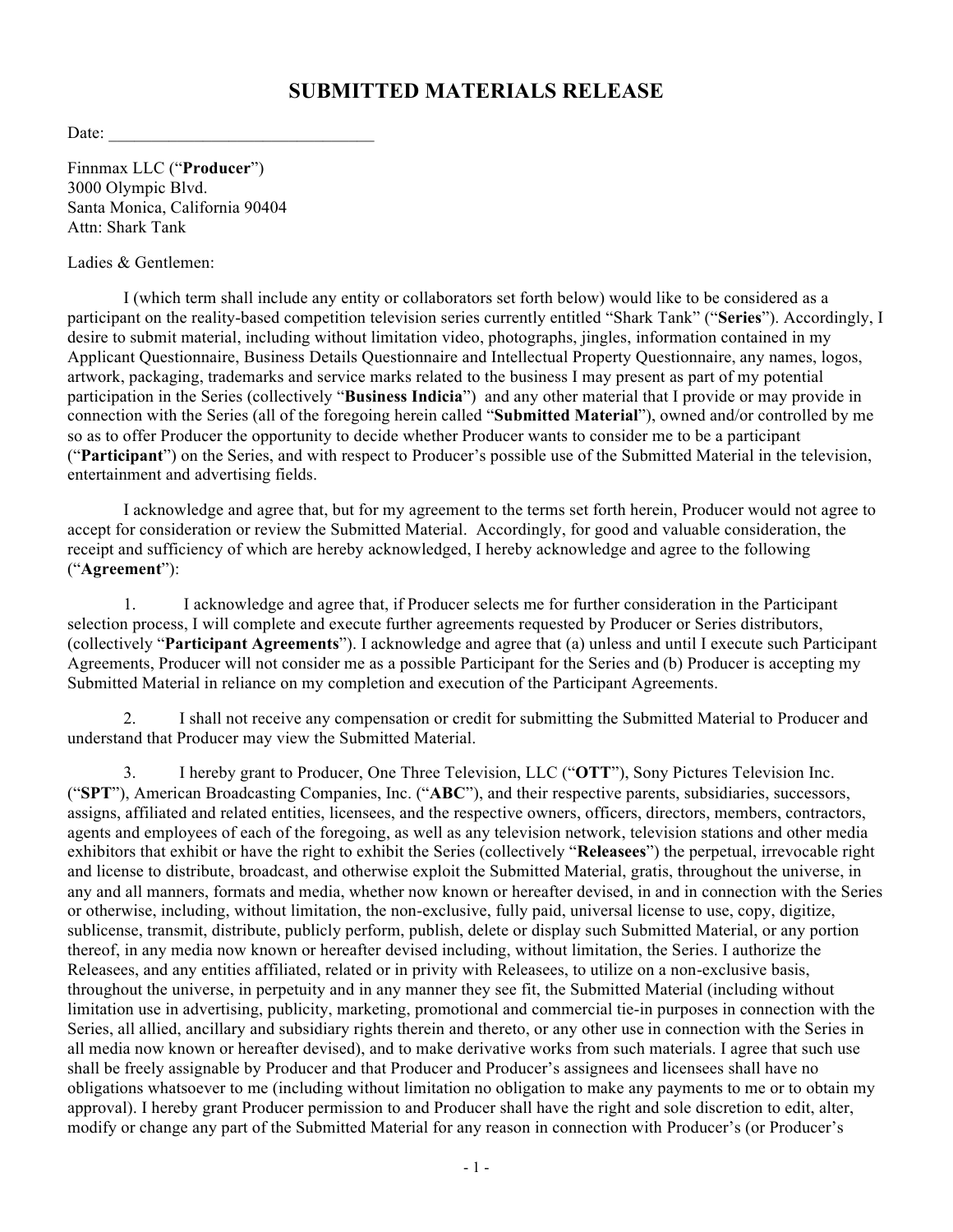# SUBMITTED MATERIALS RELEASE

Date: _______________________________

Finnmax LLC ("**Producer**")
3000 Olympic Blvd.
Santa Monica, California 90404
Attn: Shark Tank

Ladies & Gentlemen:

I (which term shall include any entity or collaborators set forth below) would like to be considered as a participant on the reality-based competition television series currently entitled "Shark Tank" ("**Series**"). Accordingly, I desire to submit material, including without limitation video, photographs, jingles, information contained in my Applicant Questionnaire, Business Details Questionnaire and Intellectual Property Questionnaire, any names, logos, artwork, packaging, trademarks and service marks related to the business I may present as part of my potential participation in the Series (collectively "**Business Indicia**") and any other material that I provide or may provide in connection with the Series (all of the foregoing herein called "**Submitted Material**"), owned and/or controlled by me so as to offer Producer the opportunity to decide whether Producer wants to consider me to be a participant ("**Participant**") on the Series, and with respect to Producer's possible use of the Submitted Material in the television, entertainment and advertising fields.

I acknowledge and agree that, but for my agreement to the terms set forth herein, Producer would not agree to accept for consideration or review the Submitted Material. Accordingly, for good and valuable consideration, the receipt and sufficiency of which are hereby acknowledged, I hereby acknowledge and agree to the following ("**Agreement**"):

1. I acknowledge and agree that, if Producer selects me for further consideration in the Participant selection process, I will complete and execute further agreements requested by Producer or Series distributors, (collectively "**Participant Agreements**"). I acknowledge and agree that (a) unless and until I execute such Participant Agreements, Producer will not consider me as a possible Participant for the Series and (b) Producer is accepting my Submitted Material in reliance on my completion and execution of the Participant Agreements.

2. I shall not receive any compensation or credit for submitting the Submitted Material to Producer and understand that Producer may view the Submitted Material.

3. I hereby grant to Producer, One Three Television, LLC ("**OTT**"), Sony Pictures Television Inc. ("**SPT**"), American Broadcasting Companies, Inc. ("**ABC**"), and their respective parents, subsidiaries, successors, assigns, affiliated and related entities, licensees, and the respective owners, officers, directors, members, contractors, agents and employees of each of the foregoing, as well as any television network, television stations and other media exhibitors that exhibit or have the right to exhibit the Series (collectively "**Releasees**") the perpetual, irrevocable right and license to distribute, broadcast, and otherwise exploit the Submitted Material, gratis, throughout the universe, in any and all manners, formats and media, whether now known or hereafter devised, in and in connection with the Series or otherwise, including, without limitation, the non-exclusive, fully paid, universal license to use, copy, digitize, sublicense, transmit, distribute, publicly perform, publish, delete or display such Submitted Material, or any portion thereof, in any media now known or hereafter devised including, without limitation, the Series. I authorize the Releasees, and any entities affiliated, related or in privity with Releasees, to utilize on a non-exclusive basis, throughout the universe, in perpetuity and in any manner they see fit, the Submitted Material (including without limitation use in advertising, publicity, marketing, promotional and commercial tie-in purposes in connection with the Series, all allied, ancillary and subsidiary rights therein and thereto, or any other use in connection with the Series in all media now known or hereafter devised), and to make derivative works from such materials. I agree that such use shall be freely assignable by Producer and that Producer and Producer's assignees and licensees shall have no obligations whatsoever to me (including without limitation no obligation to make any payments to me or to obtain my approval). I hereby grant Producer permission to and Producer shall have the right and sole discretion to edit, alter, modify or change any part of the Submitted Material for any reason in connection with Producer's (or Producer's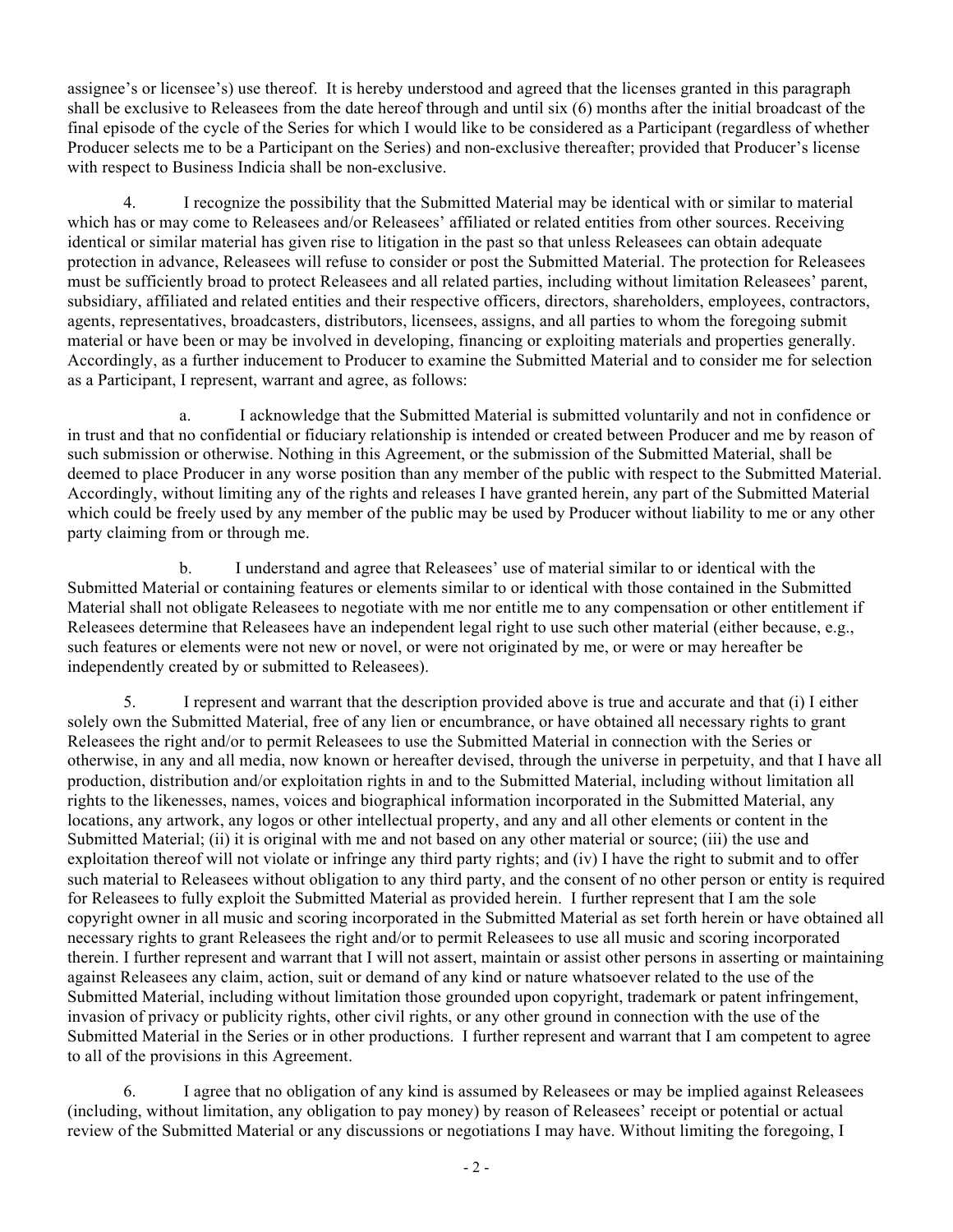assignee's or licensee's) use thereof. It is hereby understood and agreed that the licenses granted in this paragraph shall be exclusive to Releasees from the date hereof through and until six (6) months after the initial broadcast of the final episode of the cycle of the Series for which I would like to be considered as a Participant (regardless of whether Producer selects me to be a Participant on the Series) and non-exclusive thereafter; provided that Producer's license with respect to Business Indicia shall be non-exclusive.

4. I recognize the possibility that the Submitted Material may be identical with or similar to material which has or may come to Releasees and/or Releasees' affiliated or related entities from other sources. Receiving identical or similar material has given rise to litigation in the past so that unless Releasees can obtain adequate protection in advance, Releasees will refuse to consider or post the Submitted Material. The protection for Releasees must be sufficiently broad to protect Releasees and all related parties, including without limitation Releasees' parent, subsidiary, affiliated and related entities and their respective officers, directors, shareholders, employees, contractors, agents, representatives, broadcasters, distributors, licensees, assigns, and all parties to whom the foregoing submit material or have been or may be involved in developing, financing or exploiting materials and properties generally. Accordingly, as a further inducement to Producer to examine the Submitted Material and to consider me for selection as a Participant, I represent, warrant and agree, as follows:

a. I acknowledge that the Submitted Material is submitted voluntarily and not in confidence or in trust and that no confidential or fiduciary relationship is intended or created between Producer and me by reason of such submission or otherwise. Nothing in this Agreement, or the submission of the Submitted Material, shall be deemed to place Producer in any worse position than any member of the public with respect to the Submitted Material. Accordingly, without limiting any of the rights and releases I have granted herein, any part of the Submitted Material which could be freely used by any member of the public may be used by Producer without liability to me or any other party claiming from or through me.

b. I understand and agree that Releasees' use of material similar to or identical with the Submitted Material or containing features or elements similar to or identical with those contained in the Submitted Material shall not obligate Releasees to negotiate with me nor entitle me to any compensation or other entitlement if Releasees determine that Releasees have an independent legal right to use such other material (either because, e.g., such features or elements were not new or novel, or were not originated by me, or were or may hereafter be independently created by or submitted to Releasees).

5. I represent and warrant that the description provided above is true and accurate and that (i) I either solely own the Submitted Material, free of any lien or encumbrance, or have obtained all necessary rights to grant Releasees the right and/or to permit Releasees to use the Submitted Material in connection with the Series or otherwise, in any and all media, now known or hereafter devised, through the universe in perpetuity, and that I have all production, distribution and/or exploitation rights in and to the Submitted Material, including without limitation all rights to the likenesses, names, voices and biographical information incorporated in the Submitted Material, any locations, any artwork, any logos or other intellectual property, and any and all other elements or content in the Submitted Material; (ii) it is original with me and not based on any other material or source; (iii) the use and exploitation thereof will not violate or infringe any third party rights; and (iv) I have the right to submit and to offer such material to Releasees without obligation to any third party, and the consent of no other person or entity is required for Releasees to fully exploit the Submitted Material as provided herein. I further represent that I am the sole copyright owner in all music and scoring incorporated in the Submitted Material as set forth herein or have obtained all necessary rights to grant Releasees the right and/or to permit Releasees to use all music and scoring incorporated therein. I further represent and warrant that I will not assert, maintain or assist other persons in asserting or maintaining against Releasees any claim, action, suit or demand of any kind or nature whatsoever related to the use of the Submitted Material, including without limitation those grounded upon copyright, trademark or patent infringement, invasion of privacy or publicity rights, other civil rights, or any other ground in connection with the use of the Submitted Material in the Series or in other productions. I further represent and warrant that I am competent to agree to all of the provisions in this Agreement.

6. I agree that no obligation of any kind is assumed by Releasees or may be implied against Releasees (including, without limitation, any obligation to pay money) by reason of Releasees' receipt or potential or actual review of the Submitted Material or any discussions or negotiations I may have. Without limiting the foregoing, I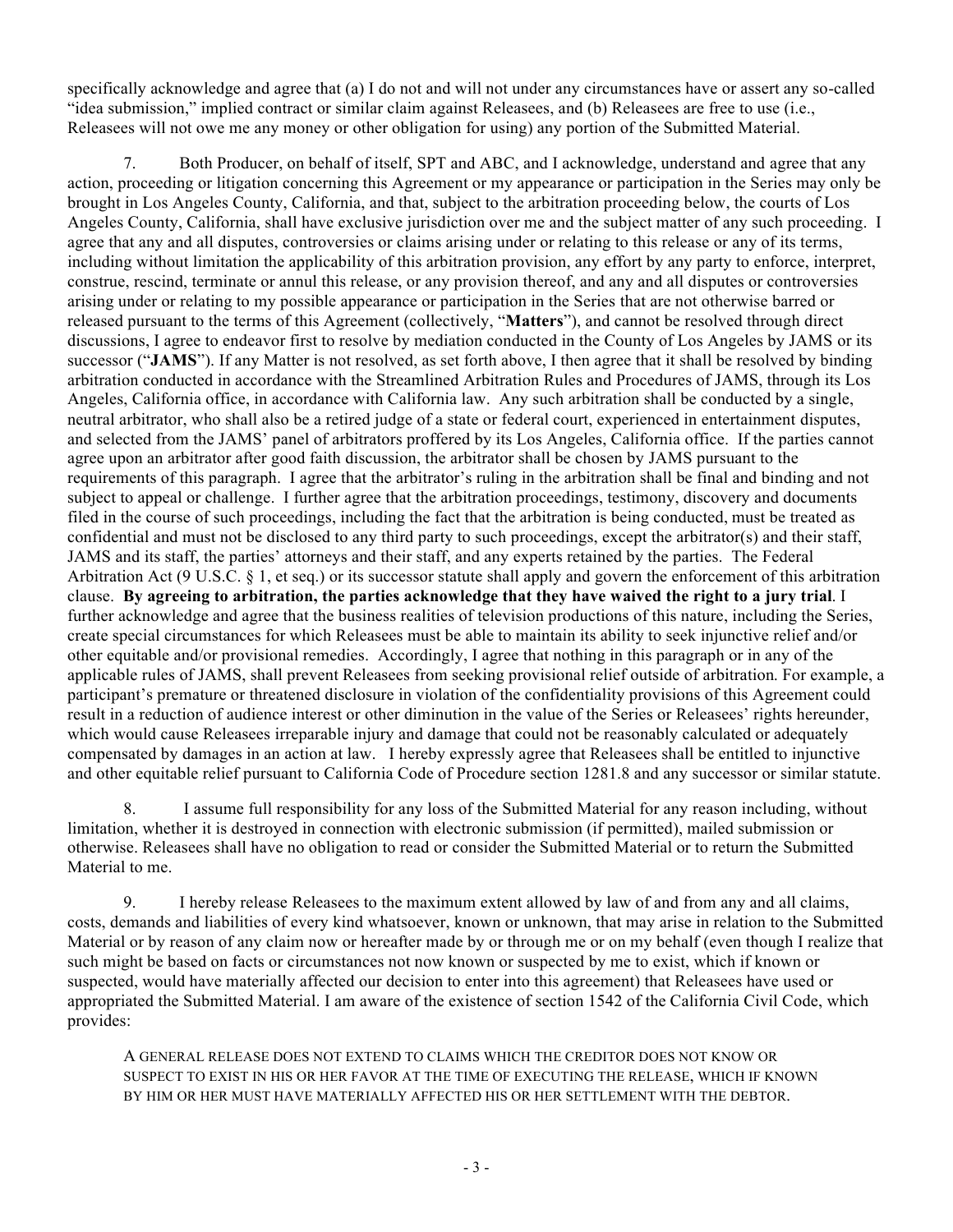specifically acknowledge and agree that (a) I do not and will not under any circumstances have or assert any so-called "idea submission," implied contract or similar claim against Releasees, and (b) Releasees are free to use (i.e., Releasees will not owe me any money or other obligation for using) any portion of the Submitted Material.

7. Both Producer, on behalf of itself, SPT and ABC, and I acknowledge, understand and agree that any action, proceeding or litigation concerning this Agreement or my appearance or participation in the Series may only be brought in Los Angeles County, California, and that, subject to the arbitration proceeding below, the courts of Los Angeles County, California, shall have exclusive jurisdiction over me and the subject matter of any such proceeding. I agree that any and all disputes, controversies or claims arising under or relating to this release or any of its terms, including without limitation the applicability of this arbitration provision, any effort by any party to enforce, interpret, construe, rescind, terminate or annul this release, or any provision thereof, and any and all disputes or controversies arising under or relating to my possible appearance or participation in the Series that are not otherwise barred or released pursuant to the terms of this Agreement (collectively, "**Matters**"), and cannot be resolved through direct discussions, I agree to endeavor first to resolve by mediation conducted in the County of Los Angeles by JAMS or its successor ("**JAMS**"). If any Matter is not resolved, as set forth above, I then agree that it shall be resolved by binding arbitration conducted in accordance with the Streamlined Arbitration Rules and Procedures of JAMS, through its Los Angeles, California office, in accordance with California law. Any such arbitration shall be conducted by a single, neutral arbitrator, who shall also be a retired judge of a state or federal court, experienced in entertainment disputes, and selected from the JAMS' panel of arbitrators proffered by its Los Angeles, California office. If the parties cannot agree upon an arbitrator after good faith discussion, the arbitrator shall be chosen by JAMS pursuant to the requirements of this paragraph. I agree that the arbitrator's ruling in the arbitration shall be final and binding and not subject to appeal or challenge. I further agree that the arbitration proceedings, testimony, discovery and documents filed in the course of such proceedings, including the fact that the arbitration is being conducted, must be treated as confidential and must not be disclosed to any third party to such proceedings, except the arbitrator(s) and their staff, JAMS and its staff, the parties' attorneys and their staff, and any experts retained by the parties. The Federal Arbitration Act (9 U.S.C. § 1, et seq.) or its successor statute shall apply and govern the enforcement of this arbitration clause. **By agreeing to arbitration, the parties acknowledge that they have waived the right to a jury trial**. I further acknowledge and agree that the business realities of television productions of this nature, including the Series, create special circumstances for which Releasees must be able to maintain its ability to seek injunctive relief and/or other equitable and/or provisional remedies. Accordingly, I agree that nothing in this paragraph or in any of the applicable rules of JAMS, shall prevent Releasees from seeking provisional relief outside of arbitration. For example, a participant's premature or threatened disclosure in violation of the confidentiality provisions of this Agreement could result in a reduction of audience interest or other diminution in the value of the Series or Releasees' rights hereunder, which would cause Releasees irreparable injury and damage that could not be reasonably calculated or adequately compensated by damages in an action at law. I hereby expressly agree that Releasees shall be entitled to injunctive and other equitable relief pursuant to California Code of Procedure section 1281.8 and any successor or similar statute.

8. I assume full responsibility for any loss of the Submitted Material for any reason including, without limitation, whether it is destroyed in connection with electronic submission (if permitted), mailed submission or otherwise. Releasees shall have no obligation to read or consider the Submitted Material or to return the Submitted Material to me.

9. I hereby release Releasees to the maximum extent allowed by law of and from any and all claims, costs, demands and liabilities of every kind whatsoever, known or unknown, that may arise in relation to the Submitted Material or by reason of any claim now or hereafter made by or through me or on my behalf (even though I realize that such might be based on facts or circumstances not now known or suspected by me to exist, which if known or suspected, would have materially affected our decision to enter into this agreement) that Releasees have used or appropriated the Submitted Material. I am aware of the existence of section 1542 of the California Civil Code, which provides:

> A GENERAL RELEASE DOES NOT EXTEND TO CLAIMS WHICH THE CREDITOR DOES NOT KNOW OR SUSPECT TO EXIST IN HIS OR HER FAVOR AT THE TIME OF EXECUTING THE RELEASE, WHICH IF KNOWN BY HIM OR HER MUST HAVE MATERIALLY AFFECTED HIS OR HER SETTLEMENT WITH THE DEBTOR.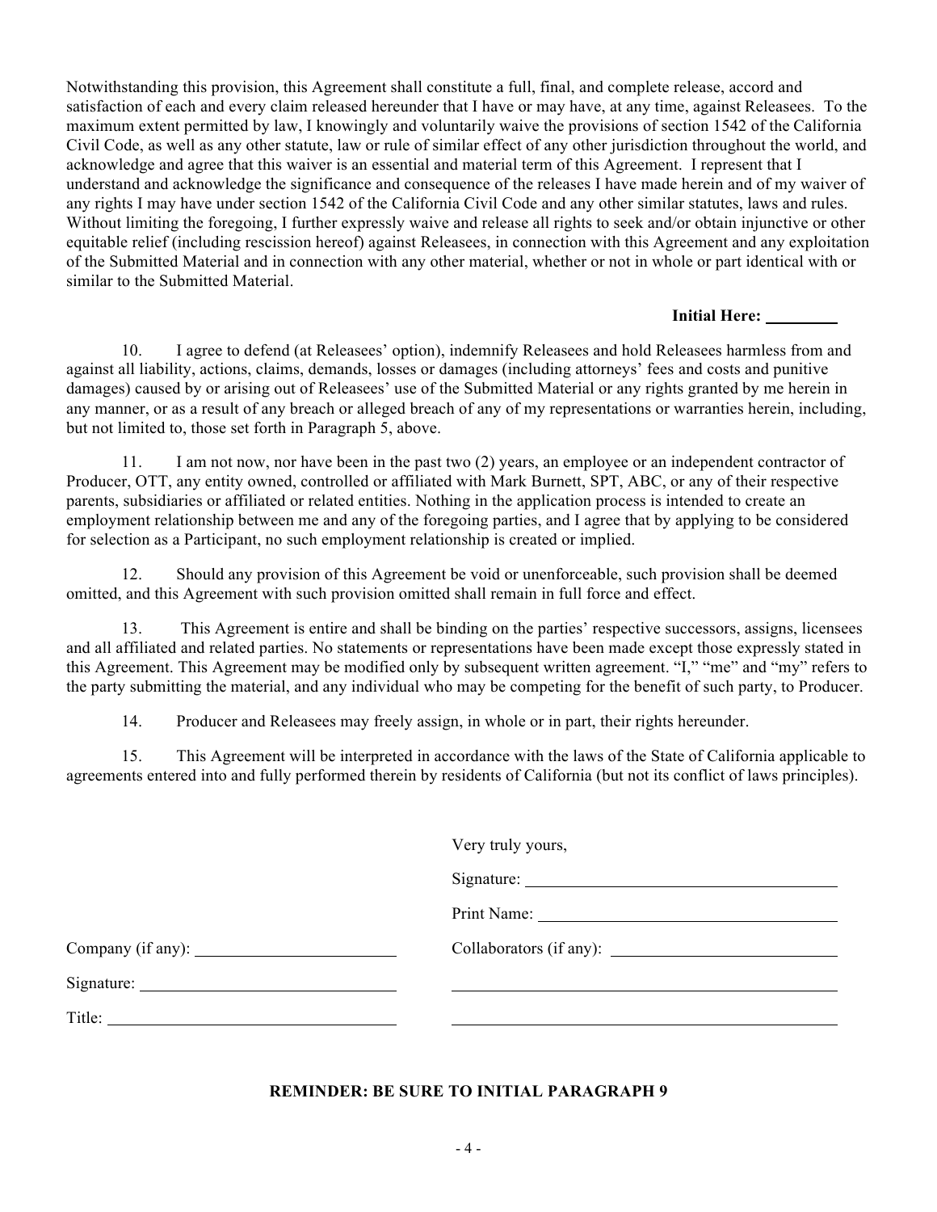Notwithstanding this provision, this Agreement shall constitute a full, final, and complete release, accord and satisfaction of each and every claim released hereunder that I have or may have, at any time, against Releasees. To the maximum extent permitted by law, I knowingly and voluntarily waive the provisions of section 1542 of the California Civil Code, as well as any other statute, law or rule of similar effect of any other jurisdiction throughout the world, and acknowledge and agree that this waiver is an essential and material term of this Agreement. I represent that I understand and acknowledge the significance and consequence of the releases I have made herein and of my waiver of any rights I may have under section 1542 of the California Civil Code and any other similar statutes, laws and rules. Without limiting the foregoing, I further expressly waive and release all rights to seek and/or obtain injunctive or other equitable relief (including rescission hereof) against Releasees, in connection with this Agreement and any exploitation of the Submitted Material and in connection with any other material, whether or not in whole or part identical with or similar to the Submitted Material.

**Initial Here:** ________

10. I agree to defend (at Releasees' option), indemnify Releasees and hold Releasees harmless from and against all liability, actions, claims, demands, losses or damages (including attorneys' fees and costs and punitive damages) caused by or arising out of Releasees' use of the Submitted Material or any rights granted by me herein in any manner, or as a result of any breach or alleged breach of any of my representations or warranties herein, including, but not limited to, those set forth in Paragraph 5, above.

11. I am not now, nor have been in the past two (2) years, an employee or an independent contractor of Producer, OTT, any entity owned, controlled or affiliated with Mark Burnett, SPT, ABC, or any of their respective parents, subsidiaries or affiliated or related entities. Nothing in the application process is intended to create an employment relationship between me and any of the foregoing parties, and I agree that by applying to be considered for selection as a Participant, no such employment relationship is created or implied.

12. Should any provision of this Agreement be void or unenforceable, such provision shall be deemed omitted, and this Agreement with such provision omitted shall remain in full force and effect.

13. This Agreement is entire and shall be binding on the parties' respective successors, assigns, licensees and all affiliated and related parties. No statements or representations have been made except those expressly stated in this Agreement. This Agreement may be modified only by subsequent written agreement. "I," "me" and "my" refers to the party submitting the material, and any individual who may be competing for the benefit of such party, to Producer.

14. Producer and Releasees may freely assign, in whole or in part, their rights hereunder.

15. This Agreement will be interpreted in accordance with the laws of the State of California applicable to agreements entered into and fully performed therein by residents of California (but not its conflict of laws principles).

Very truly yours,

Signature: ______________________________

Print Name: ______________________________

Company (if any): ______________________

Collaborators (if any): ______________________

Signature: ______________________

______________________________

Title: ______________________

______________________________

**REMINDER: BE SURE TO INITIAL PARAGRAPH 9**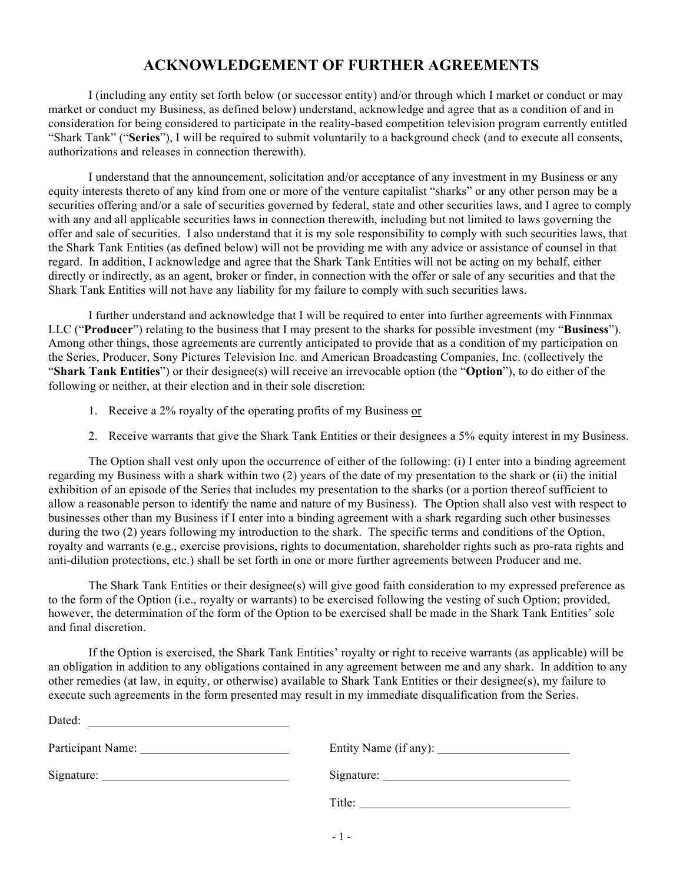# ACKNOWLEDGEMENT OF FURTHER AGREEMENTS

I (including any entity set forth below (or successor entity) and/or through which I market or conduct or may market or conduct my Business, as defined below) understand, acknowledge and agree that as a condition of and in consideration for being considered to participate in the reality-based competition television program currently entitled "Shark Tank" ("**Series**"), I will be required to submit voluntarily to a background check (and to execute all consents, authorizations and releases in connection therewith).

I understand that the announcement, solicitation and/or acceptance of any investment in my Business or any equity interests thereto of any kind from one or more of the venture capitalist "sharks" or any other person may be a securities offering and/or a sale of securities governed by federal, state and other securities laws, and I agree to comply with any and all applicable securities laws in connection therewith, including but not limited to laws governing the offer and sale of securities. I also understand that it is my sole responsibility to comply with such securities laws, that the Shark Tank Entities (as defined below) will not be providing me with any advice or assistance of counsel in that regard. In addition, I acknowledge and agree that the Shark Tank Entities will not be acting on my behalf, either directly or indirectly, as an agent, broker or finder, in connection with the offer or sale of any securities and that the Shark Tank Entities will not have any liability for my failure to comply with such securities laws.

I further understand and acknowledge that I will be required to enter into further agreements with Finnmax LLC ("**Producer**") relating to the business that I may present to the sharks for possible investment (my "**Business**"). Among other things, those agreements are currently anticipated to provide that as a condition of my participation on the Series, Producer, Sony Pictures Television Inc. and American Broadcasting Companies, Inc. (collectively the "**Shark Tank Entities**") or their designee(s) will receive an irrevocable option (the "**Option**"), to do either of the following or neither, at their election and in their sole discretion:

1. Receive a 2% royalty of the operating profits of my Business or
2. Receive warrants that give the Shark Tank Entities or their designees a 5% equity interest in my Business.

The Option shall vest only upon the occurrence of either of the following: (i) I enter into a binding agreement regarding my Business with a shark within two (2) years of the date of my presentation to the shark or (ii) the initial exhibition of an episode of the Series that includes my presentation to the sharks (or a portion thereof sufficient to allow a reasonable person to identify the name and nature of my Business). The Option shall also vest with respect to businesses other than my Business if I enter into a binding agreement with a shark regarding such other businesses during the two (2) years following my introduction to the shark. The specific terms and conditions of the Option, royalty and warrants (e.g., exercise provisions, rights to documentation, shareholder rights such as pro-rata rights and anti-dilution protections, etc.) shall be set forth in one or more further agreements between Producer and me.

The Shark Tank Entities or their designee(s) will give good faith consideration to my expressed preference as to the form of the Option (i.e., royalty or warrants) to be exercised following the vesting of such Option; provided, however, the determination of the form of the Option to be exercised shall be made in the Shark Tank Entities' sole and final discretion.

If the Option is exercised, the Shark Tank Entities' royalty or right to receive warrants (as applicable) will be an obligation in addition to any obligations contained in any agreement between me and any shark. In addition to any other remedies (at law, in equity, or otherwise) available to Shark Tank Entities or their designee(s), my failure to execute such agreements in the form presented may result in my immediate disqualification from the Series.

Dated: ______________________

Participant Name: ______________________ Entity Name (if any): ______________________

Signature: ______________________ Signature: ______________________

Title: ______________________